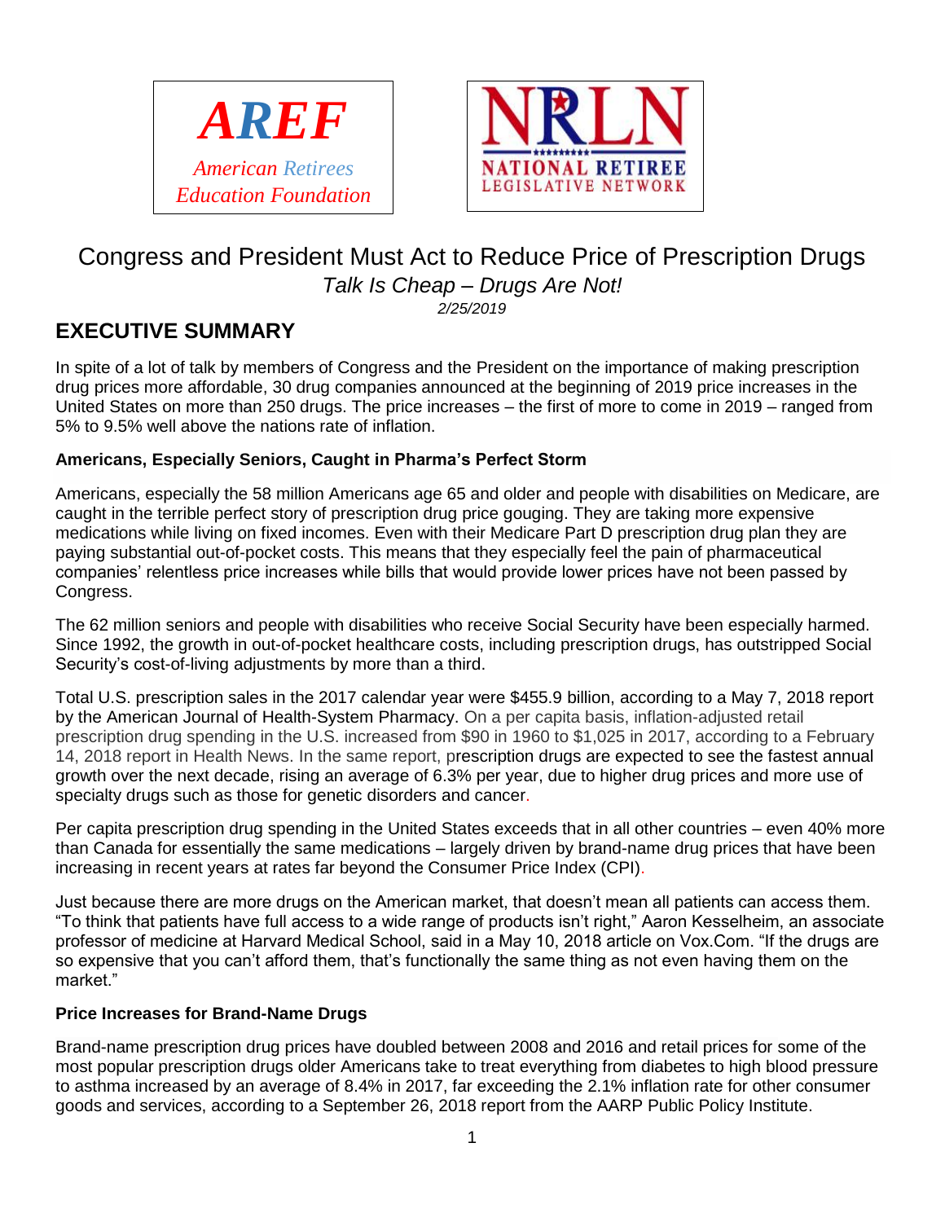**AREF**

*American Retirees Education Foundation*

**NRLN**

**NATIONAL RETIREE LEGISLATIVE NETWORK**

# Congress and President Must Act to Reduce Price of Prescription Drugs

*Talk Is Cheap – Drugs Are Not!*

*2/25/2019*

## EXECUTIVE SUMMARY

In spite of a lot of talk by members of Congress and the President on the importance of making prescription drug prices more affordable, 30 drug companies announced at the beginning of 2019 price increases in the United States on more than 250 drugs. The price increases – the first of more to come in 2019 – ranged from 5% to 9.5% well above the nations rate of inflation.

**Americans, Especially Seniors, Caught in Pharma's Perfect Storm**

Americans, especially the 58 million Americans age 65 and older and people with disabilities on Medicare, are caught in the terrible perfect story of prescription drug price gouging. They are taking more expensive medications while living on fixed incomes. Even with their Medicare Part D prescription drug plan they are paying substantial out-of-pocket costs. This means that they especially feel the pain of pharmaceutical companies' relentless price increases while bills that would provide lower prices have not been passed by Congress.

The 62 million seniors and people with disabilities who receive Social Security have been especially harmed. Since 1992, the growth in out-of-pocket healthcare costs, including prescription drugs, has outstripped Social Security's cost-of-living adjustments by more than a third.

Total U.S. prescription sales in the 2017 calendar year were $455.9 billion, according to a May 7, 2018 report by the American Journal of Health-System Pharmacy. On a per capita basis, inflation-adjusted retail prescription drug spending in the U.S. increased from $90 in 1960 to $1,025 in 2017, according to a February 14, 2018 report in Health News. In the same report, prescription drugs are expected to see the fastest annual growth over the next decade, rising an average of 6.3% per year, due to higher drug prices and more use of specialty drugs such as those for genetic disorders and cancer.

Per capita prescription drug spending in the United States exceeds that in all other countries – even 40% more than Canada for essentially the same medications – largely driven by brand-name drug prices that have been increasing in recent years at rates far beyond the Consumer Price Index (CPI).

Just because there are more drugs on the American market, that doesn't mean all patients can access them. "To think that patients have full access to a wide range of products isn't right," Aaron Kesselheim, an associate professor of medicine at Harvard Medical School, said in a May 10, 2018 article on Vox.Com. "If the drugs are so expensive that you can't afford them, that's functionally the same thing as not even having them on the market."

**Price Increases for Brand-Name Drugs**

Brand-name prescription drug prices have doubled between 2008 and 2016 and retail prices for some of the most popular prescription drugs older Americans take to treat everything from diabetes to high blood pressure to asthma increased by an average of 8.4% in 2017, far exceeding the 2.1% inflation rate for other consumer goods and services, according to a September 26, 2018 report from the AARP Public Policy Institute.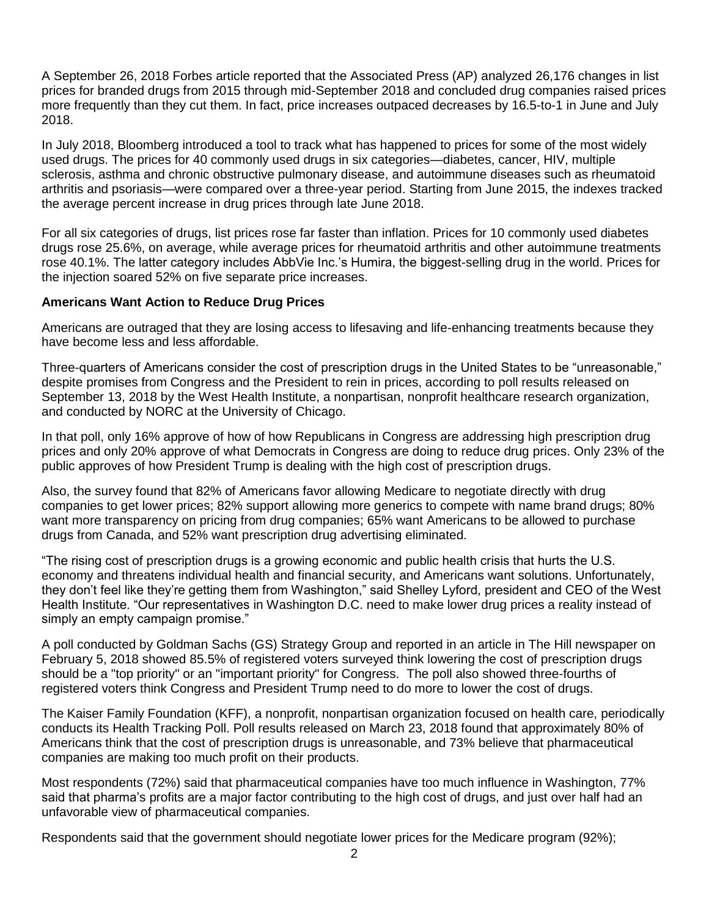A September 26, 2018 Forbes article reported that the Associated Press (AP) analyzed 26,176 changes in list prices for branded drugs from 2015 through mid-September 2018 and concluded drug companies raised prices more frequently than they cut them. In fact, price increases outpaced decreases by 16.5-to-1 in June and July 2018.

In July 2018, Bloomberg introduced a tool to track what has happened to prices for some of the most widely used drugs. The prices for 40 commonly used drugs in six categories—diabetes, cancer, HIV, multiple sclerosis, asthma and chronic obstructive pulmonary disease, and autoimmune diseases such as rheumatoid arthritis and psoriasis—were compared over a three-year period. Starting from June 2015, the indexes tracked the average percent increase in drug prices through late June 2018.

For all six categories of drugs, list prices rose far faster than inflation. Prices for 10 commonly used diabetes drugs rose 25.6%, on average, while average prices for rheumatoid arthritis and other autoimmune treatments rose 40.1%. The latter category includes AbbVie Inc.'s Humira, the biggest-selling drug in the world. Prices for the injection soared 52% on five separate price increases.

**Americans Want Action to Reduce Drug Prices**

Americans are outraged that they are losing access to lifesaving and life-enhancing treatments because they have become less and less affordable.

Three-quarters of Americans consider the cost of prescription drugs in the United States to be "unreasonable," despite promises from Congress and the President to rein in prices, according to poll results released on September 13, 2018 by the West Health Institute, a nonpartisan, nonprofit healthcare research organization, and conducted by NORC at the University of Chicago.

In that poll, only 16% approve of how of how Republicans in Congress are addressing high prescription drug prices and only 20% approve of what Democrats in Congress are doing to reduce drug prices. Only 23% of the public approves of how President Trump is dealing with the high cost of prescription drugs.

Also, the survey found that 82% of Americans favor allowing Medicare to negotiate directly with drug companies to get lower prices; 82% support allowing more generics to compete with name brand drugs; 80% want more transparency on pricing from drug companies; 65% want Americans to be allowed to purchase drugs from Canada, and 52% want prescription drug advertising eliminated.

"The rising cost of prescription drugs is a growing economic and public health crisis that hurts the U.S. economy and threatens individual health and financial security, and Americans want solutions. Unfortunately, they don't feel like they're getting them from Washington," said Shelley Lyford, president and CEO of the West Health Institute. "Our representatives in Washington D.C. need to make lower drug prices a reality instead of simply an empty campaign promise."

A poll conducted by Goldman Sachs (GS) Strategy Group and reported in an article in The Hill newspaper on February 5, 2018 showed 85.5% of registered voters surveyed think lowering the cost of prescription drugs should be a "top priority" or an "important priority" for Congress. The poll also showed three-fourths of registered voters think Congress and President Trump need to do more to lower the cost of drugs.

The Kaiser Family Foundation (KFF), a nonprofit, nonpartisan organization focused on health care, periodically conducts its Health Tracking Poll. Poll results released on March 23, 2018 found that approximately 80% of Americans think that the cost of prescription drugs is unreasonable, and 73% believe that pharmaceutical companies are making too much profit on their products.

Most respondents (72%) said that pharmaceutical companies have too much influence in Washington, 77% said that pharma's profits are a major factor contributing to the high cost of drugs, and just over half had an unfavorable view of pharmaceutical companies.

Respondents said that the government should negotiate lower prices for the Medicare program (92%);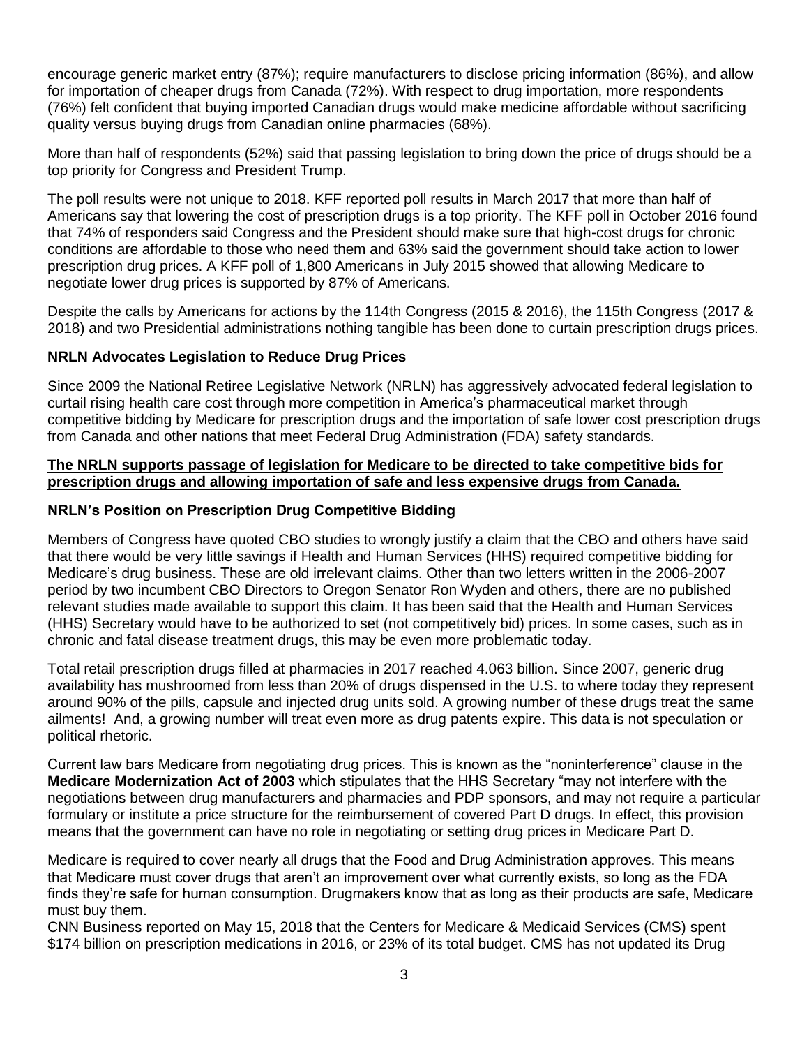encourage generic market entry (87%); require manufacturers to disclose pricing information (86%), and allow for importation of cheaper drugs from Canada (72%). With respect to drug importation, more respondents (76%) felt confident that buying imported Canadian drugs would make medicine affordable without sacrificing quality versus buying drugs from Canadian online pharmacies (68%).

More than half of respondents (52%) said that passing legislation to bring down the price of drugs should be a top priority for Congress and President Trump.

The poll results were not unique to 2018. KFF reported poll results in March 2017 that more than half of Americans say that lowering the cost of prescription drugs is a top priority. The KFF poll in October 2016 found that 74% of responders said Congress and the President should make sure that high-cost drugs for chronic conditions are affordable to those who need them and 63% said the government should take action to lower prescription drug prices. A KFF poll of 1,800 Americans in July 2015 showed that allowing Medicare to negotiate lower drug prices is supported by 87% of Americans.

Despite the calls by Americans for actions by the 114th Congress (2015 & 2016), the 115th Congress (2017 & 2018) and two Presidential administrations nothing tangible has been done to curtain prescription drugs prices.

### NRLN Advocates Legislation to Reduce Drug Prices

Since 2009 the National Retiree Legislative Network (NRLN) has aggressively advocated federal legislation to curtail rising health care cost through more competition in America's pharmaceutical market through competitive bidding by Medicare for prescription drugs and the importation of safe lower cost prescription drugs from Canada and other nations that meet Federal Drug Administration (FDA) safety standards.

**The NRLN supports passage of legislation for Medicare to be directed to take competitive bids for prescription drugs and allowing importation of safe and less expensive drugs from Canada.**

### NRLN's Position on Prescription Drug Competitive Bidding

Members of Congress have quoted CBO studies to wrongly justify a claim that the CBO and others have said that there would be very little savings if Health and Human Services (HHS) required competitive bidding for Medicare's drug business. These are old irrelevant claims. Other than two letters written in the 2006-2007 period by two incumbent CBO Directors to Oregon Senator Ron Wyden and others, there are no published relevant studies made available to support this claim. It has been said that the Health and Human Services (HHS) Secretary would have to be authorized to set (not competitively bid) prices. In some cases, such as in chronic and fatal disease treatment drugs, this may be even more problematic today.

Total retail prescription drugs filled at pharmacies in 2017 reached 4.063 billion. Since 2007, generic drug availability has mushroomed from less than 20% of drugs dispensed in the U.S. to where today they represent around 90% of the pills, capsule and injected drug units sold. A growing number of these drugs treat the same ailments! And, a growing number will treat even more as drug patents expire. This data is not speculation or political rhetoric.

Current law bars Medicare from negotiating drug prices. This is known as the "noninterference" clause in the **Medicare Modernization Act of 2003** which stipulates that the HHS Secretary "may not interfere with the negotiations between drug manufacturers and pharmacies and PDP sponsors, and may not require a particular formulary or institute a price structure for the reimbursement of covered Part D drugs. In effect, this provision means that the government can have no role in negotiating or setting drug prices in Medicare Part D.

Medicare is required to cover nearly all drugs that the Food and Drug Administration approves. This means that Medicare must cover drugs that aren't an improvement over what currently exists, so long as the FDA finds they're safe for human consumption. Drugmakers know that as long as their products are safe, Medicare must buy them.

CNN Business reported on May 15, 2018 that the Centers for Medicare & Medicaid Services (CMS) spent $174 billion on prescription medications in 2016, or 23% of its total budget. CMS has not updated its Drug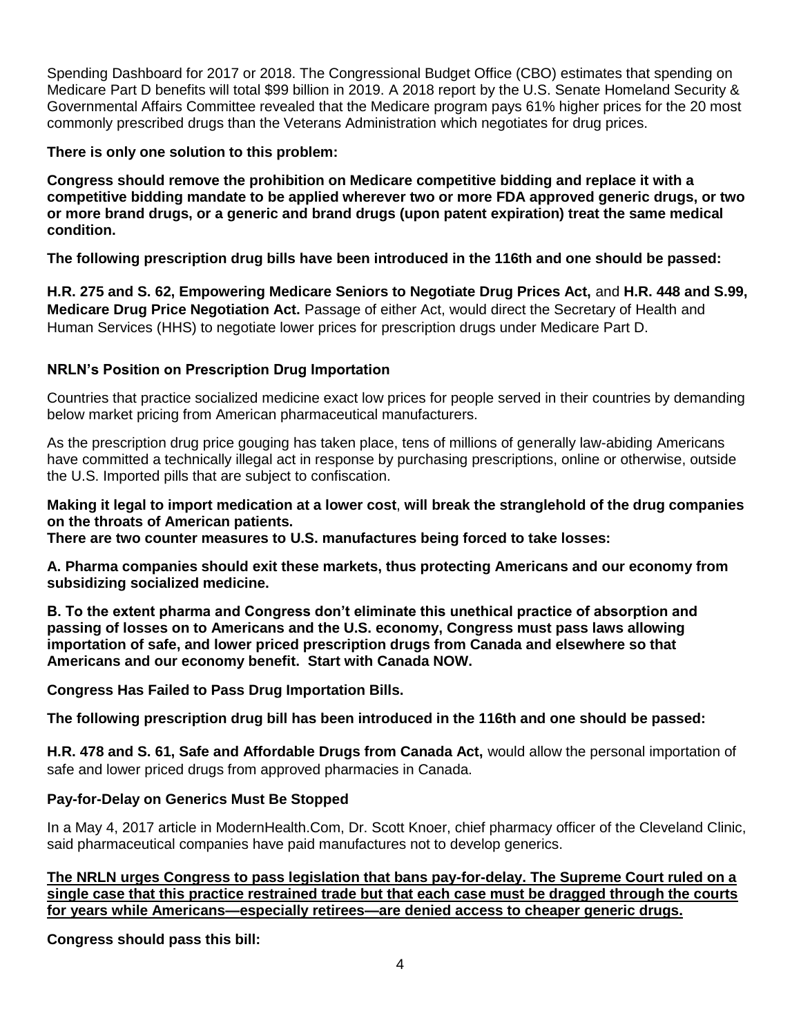Spending Dashboard for 2017 or 2018. The Congressional Budget Office (CBO) estimates that spending on Medicare Part D benefits will total $99 billion in 2019. A 2018 report by the U.S. Senate Homeland Security & Governmental Affairs Committee revealed that the Medicare program pays 61% higher prices for the 20 most commonly prescribed drugs than the Veterans Administration which negotiates for drug prices.

**There is only one solution to this problem:**

**Congress should remove the prohibition on Medicare competitive bidding and replace it with a competitive bidding mandate to be applied wherever two or more FDA approved generic drugs, or two or more brand drugs, or a generic and brand drugs (upon patent expiration) treat the same medical condition.**

**The following prescription drug bills have been introduced in the 116th and one should be passed:**

**H.R. 275 and S. 62, Empowering Medicare Seniors to Negotiate Drug Prices Act,** and **H.R. 448 and S.99, Medicare Drug Price Negotiation Act.** Passage of either Act, would direct the Secretary of Health and Human Services (HHS) to negotiate lower prices for prescription drugs under Medicare Part D.

### NRLN's Position on Prescription Drug Importation

Countries that practice socialized medicine exact low prices for people served in their countries by demanding below market pricing from American pharmaceutical manufacturers.

As the prescription drug price gouging has taken place, tens of millions of generally law-abiding Americans have committed a technically illegal act in response by purchasing prescriptions, online or otherwise, outside the U.S. Imported pills that are subject to confiscation.

**Making it legal to import medication at a lower cost**, **will break the stranglehold of the drug companies on the throats of American patients.**
**There are two counter measures to U.S. manufactures being forced to take losses:**

**A. Pharma companies should exit these markets, thus protecting Americans and our economy from subsidizing socialized medicine.**

**B. To the extent pharma and Congress don't eliminate this unethical practice of absorption and passing of losses on to Americans and the U.S. economy, Congress must pass laws allowing importation of safe, and lower priced prescription drugs from Canada and elsewhere so that Americans and our economy benefit. Start with Canada NOW.**

**Congress Has Failed to Pass Drug Importation Bills.**

**The following prescription drug bill has been introduced in the 116th and one should be passed:**

**H.R. 478 and S. 61, Safe and Affordable Drugs from Canada Act,** would allow the personal importation of safe and lower priced drugs from approved pharmacies in Canada.

### Pay-for-Delay on Generics Must Be Stopped

In a May 4, 2017 article in ModernHealth.Com, Dr. Scott Knoer, chief pharmacy officer of the Cleveland Clinic, said pharmaceutical companies have paid manufactures not to develop generics.

**The NRLN urges Congress to pass legislation that bans pay-for-delay. The Supreme Court ruled on a single case that this practice restrained trade but that each case must be dragged through the courts for years while Americans—especially retirees—are denied access to cheaper generic drugs.**

**Congress should pass this bill:**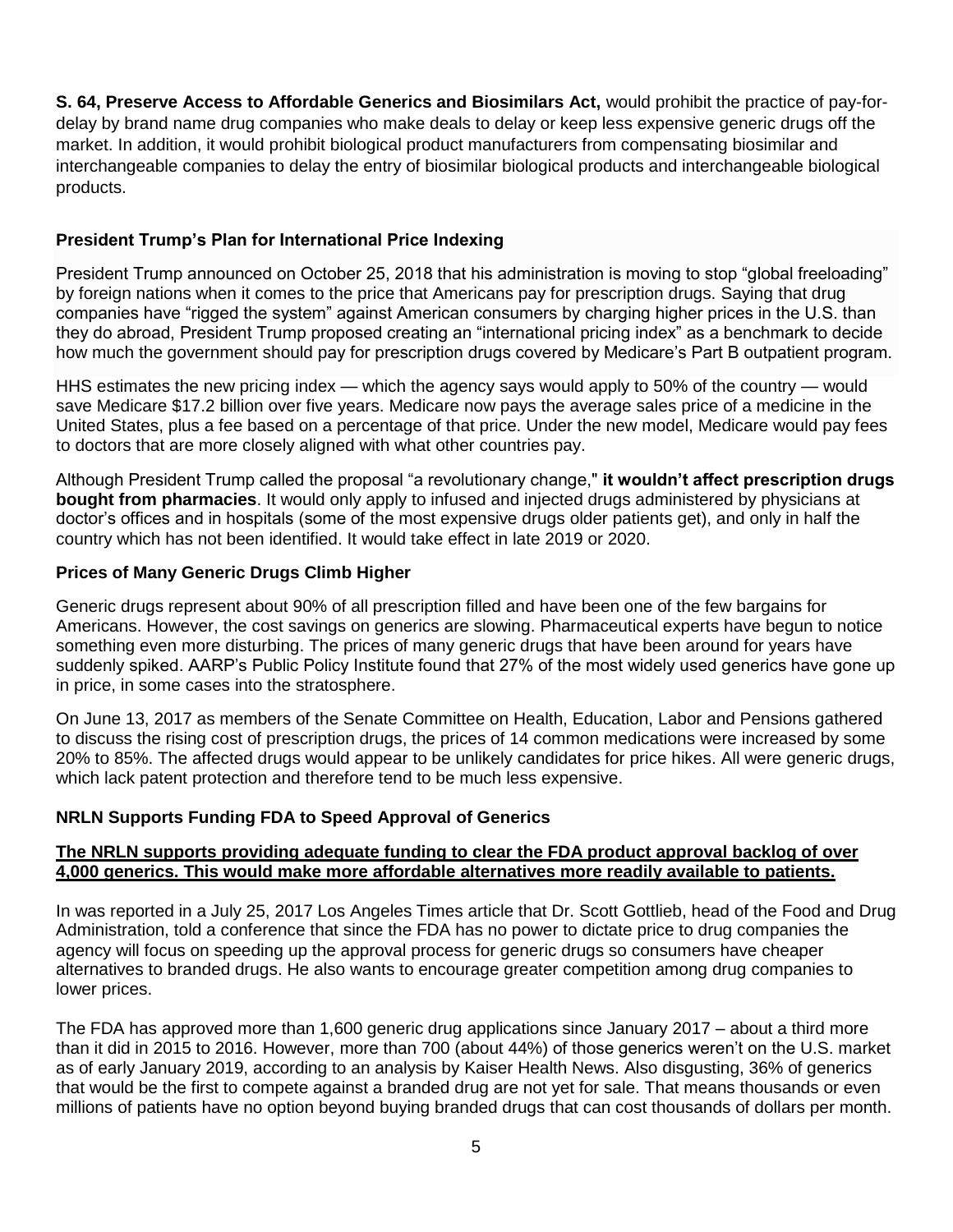**S. 64, Preserve Access to Affordable Generics and Biosimilars Act,** would prohibit the practice of pay-for-delay by brand name drug companies who make deals to delay or keep less expensive generic drugs off the market. In addition, it would prohibit biological product manufacturers from compensating biosimilar and interchangeable companies to delay the entry of biosimilar biological products and interchangeable biological products.

### President Trump's Plan for International Price Indexing

President Trump announced on October 25, 2018 that his administration is moving to stop "global freeloading" by foreign nations when it comes to the price that Americans pay for prescription drugs. Saying that drug companies have "rigged the system" against American consumers by charging higher prices in the U.S. than they do abroad, President Trump proposed creating an "international pricing index" as a benchmark to decide how much the government should pay for prescription drugs covered by Medicare's Part B outpatient program.

HHS estimates the new pricing index — which the agency says would apply to 50% of the country — would save Medicare $17.2 billion over five years. Medicare now pays the average sales price of a medicine in the United States, plus a fee based on a percentage of that price. Under the new model, Medicare would pay fees to doctors that are more closely aligned with what other countries pay.

Although President Trump called the proposal "a revolutionary change," **it wouldn't affect prescription drugs bought from pharmacies**. It would only apply to infused and injected drugs administered by physicians at doctor's offices and in hospitals (some of the most expensive drugs older patients get), and only in half the country which has not been identified. It would take effect in late 2019 or 2020.

### Prices of Many Generic Drugs Climb Higher

Generic drugs represent about 90% of all prescription filled and have been one of the few bargains for Americans. However, the cost savings on generics are slowing. Pharmaceutical experts have begun to notice something even more disturbing. The prices of many generic drugs that have been around for years have suddenly spiked. AARP's Public Policy Institute found that 27% of the most widely used generics have gone up in price, in some cases into the stratosphere.

On June 13, 2017 as members of the Senate Committee on Health, Education, Labor and Pensions gathered to discuss the rising cost of prescription drugs, the prices of 14 common medications were increased by some 20% to 85%. The affected drugs would appear to be unlikely candidates for price hikes. All were generic drugs, which lack patent protection and therefore tend to be much less expensive.

### NRLN Supports Funding FDA to Speed Approval of Generics

**The NRLN supports providing adequate funding to clear the FDA product approval backlog of over 4,000 generics. This would make more affordable alternatives more readily available to patients.**

In was reported in a July 25, 2017 Los Angeles Times article that Dr. Scott Gottlieb, head of the Food and Drug Administration, told a conference that since the FDA has no power to dictate price to drug companies the agency will focus on speeding up the approval process for generic drugs so consumers have cheaper alternatives to branded drugs. He also wants to encourage greater competition among drug companies to lower prices.

The FDA has approved more than 1,600 generic drug applications since January 2017 – about a third more than it did in 2015 to 2016. However, more than 700 (about 44%) of those generics weren't on the U.S. market as of early January 2019, according to an analysis by Kaiser Health News. Also disgusting, 36% of generics that would be the first to compete against a branded drug are not yet for sale. That means thousands or even millions of patients have no option beyond buying branded drugs that can cost thousands of dollars per month.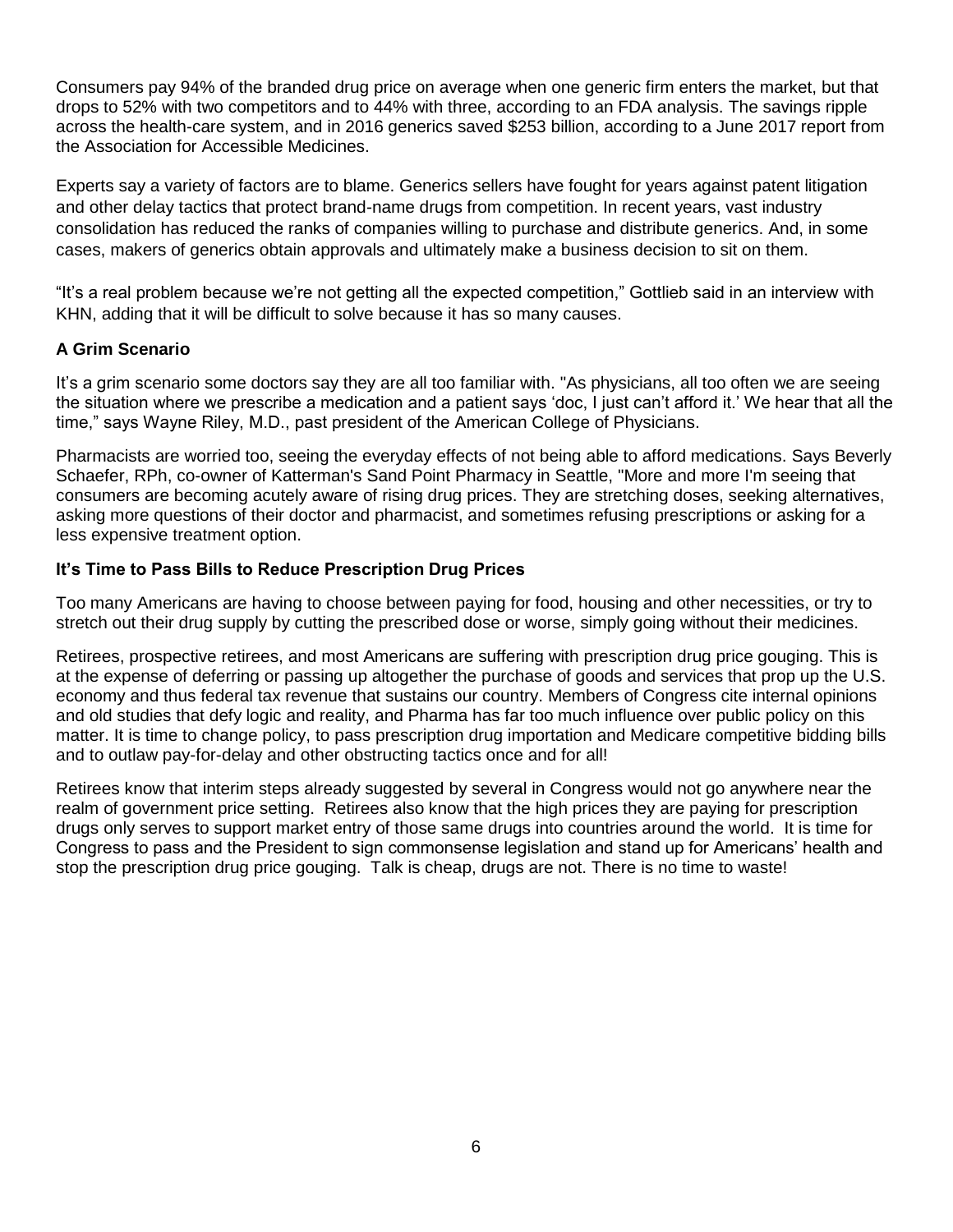Consumers pay 94% of the branded drug price on average when one generic firm enters the market, but that drops to 52% with two competitors and to 44% with three, according to an FDA analysis. The savings ripple across the health-care system, and in 2016 generics saved $253 billion, according to a June 2017 report from the Association for Accessible Medicines.

Experts say a variety of factors are to blame. Generics sellers have fought for years against patent litigation and other delay tactics that protect brand-name drugs from competition. In recent years, vast industry consolidation has reduced the ranks of companies willing to purchase and distribute generics. And, in some cases, makers of generics obtain approvals and ultimately make a business decision to sit on them.

“It’s a real problem because we’re not getting all the expected competition,” Gottlieb said in an interview with KHN, adding that it will be difficult to solve because it has so many causes.

### A Grim Scenario

It’s a grim scenario some doctors say they are all too familiar with. "As physicians, all too often we are seeing the situation where we prescribe a medication and a patient says ‘doc, I just can’t afford it.’ We hear that all the time,” says Wayne Riley, M.D., past president of the American College of Physicians.

Pharmacists are worried too, seeing the everyday effects of not being able to afford medications. Says Beverly Schaefer, RPh, co-owner of Katterman's Sand Point Pharmacy in Seattle, "More and more I'm seeing that consumers are becoming acutely aware of rising drug prices. They are stretching doses, seeking alternatives, asking more questions of their doctor and pharmacist, and sometimes refusing prescriptions or asking for a less expensive treatment option.

### It’s Time to Pass Bills to Reduce Prescription Drug Prices

Too many Americans are having to choose between paying for food, housing and other necessities, or try to stretch out their drug supply by cutting the prescribed dose or worse, simply going without their medicines.

Retirees, prospective retirees, and most Americans are suffering with prescription drug price gouging. This is at the expense of deferring or passing up altogether the purchase of goods and services that prop up the U.S. economy and thus federal tax revenue that sustains our country. Members of Congress cite internal opinions and old studies that defy logic and reality, and Pharma has far too much influence over public policy on this matter. It is time to change policy, to pass prescription drug importation and Medicare competitive bidding bills and to outlaw pay-for-delay and other obstructing tactics once and for all!

Retirees know that interim steps already suggested by several in Congress would not go anywhere near the realm of government price setting. Retirees also know that the high prices they are paying for prescription drugs only serves to support market entry of those same drugs into countries around the world. It is time for Congress to pass and the President to sign commonsense legislation and stand up for Americans’ health and stop the prescription drug price gouging. Talk is cheap, drugs are not. There is no time to waste!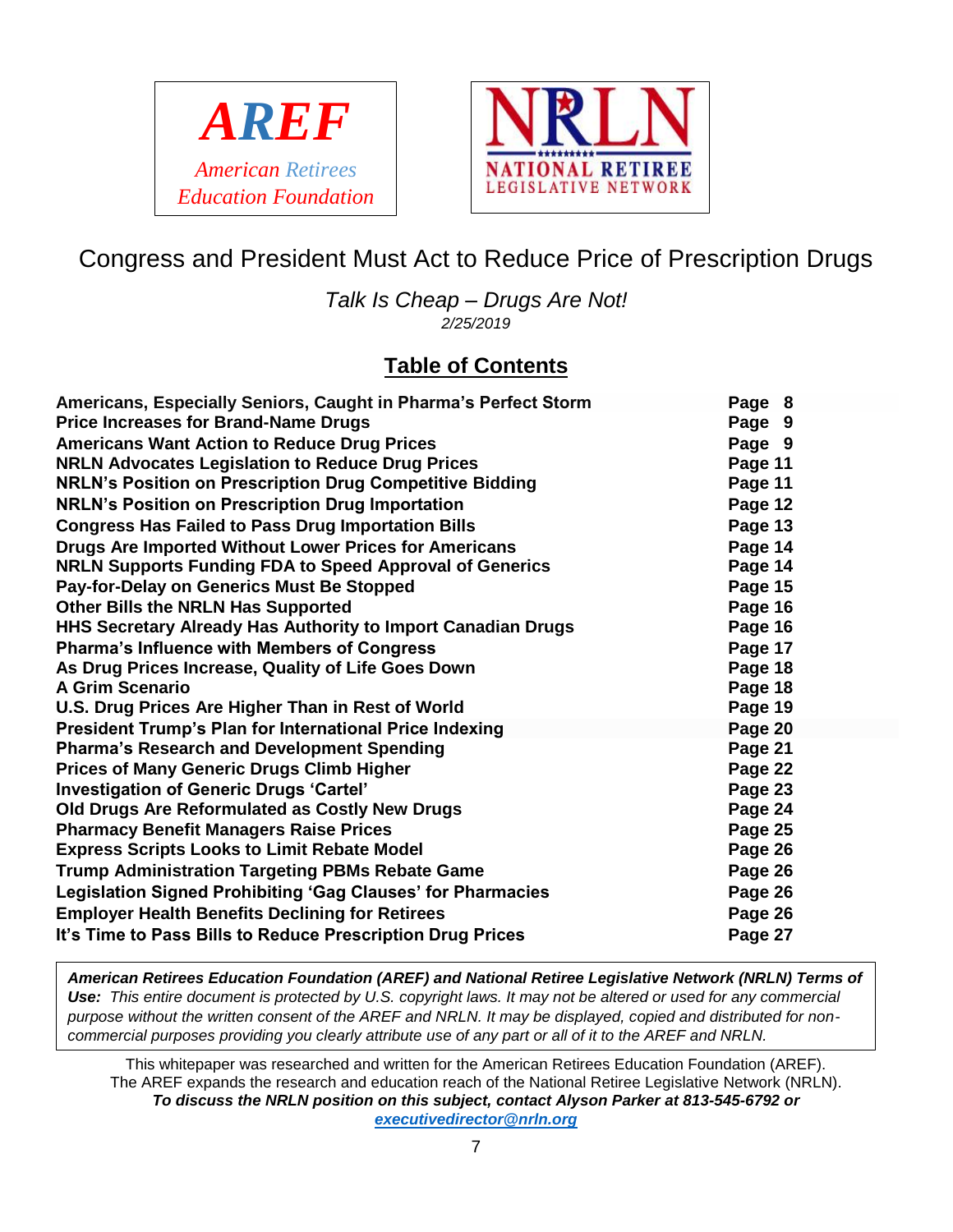**AREF**

*American Retirees Education Foundation*

**NRLN**

**NATIONAL RETIREE LEGISLATIVE NETWORK**

# Congress and President Must Act to Reduce Price of Prescription Drugs

*Talk Is Cheap – Drugs Are Not!*

*2/25/2019*

## Table of Contents

| | |
|---|---|
| **Americans, Especially Seniors, Caught in Pharma's Perfect Storm** | **Page 8** |
| **Price Increases for Brand-Name Drugs** | **Page 9** |
| **Americans Want Action to Reduce Drug Prices** | **Page 9** |
| **NRLN Advocates Legislation to Reduce Drug Prices** | **Page 11** |
| **NRLN's Position on Prescription Drug Competitive Bidding** | **Page 11** |
| **NRLN's Position on Prescription Drug Importation** | **Page 12** |
| **Congress Has Failed to Pass Drug Importation Bills** | **Page 13** |
| **Drugs Are Imported Without Lower Prices for Americans** | **Page 14** |
| **NRLN Supports Funding FDA to Speed Approval of Generics** | **Page 14** |
| **Pay-for-Delay on Generics Must Be Stopped** | **Page 15** |
| **Other Bills the NRLN Has Supported** | **Page 16** |
| **HHS Secretary Already Has Authority to Import Canadian Drugs** | **Page 16** |
| **Pharma's Influence with Members of Congress** | **Page 17** |
| **As Drug Prices Increase, Quality of Life Goes Down** | **Page 18** |
| **A Grim Scenario** | **Page 18** |
| **U.S. Drug Prices Are Higher Than in Rest of World** | **Page 19** |
| **President Trump's Plan for International Price Indexing** | **Page 20** |
| **Pharma's Research and Development Spending** | **Page 21** |
| **Prices of Many Generic Drugs Climb Higher** | **Page 22** |
| **Investigation of Generic Drugs 'Cartel'** | **Page 23** |
| **Old Drugs Are Reformulated as Costly New Drugs** | **Page 24** |
| **Pharmacy Benefit Managers Raise Prices** | **Page 25** |
| **Express Scripts Looks to Limit Rebate Model** | **Page 26** |
| **Trump Administration Targeting PBMs Rebate Game** | **Page 26** |
| **Legislation Signed Prohibiting 'Gag Clauses' for Pharmacies** | **Page 26** |
| **Employer Health Benefits Declining for Retirees** | **Page 26** |
| **It's Time to Pass Bills to Reduce Prescription Drug Prices** | **Page 27** |

***American Retirees Education Foundation (AREF) and National Retiree Legislative Network (NRLN) Terms of Use:*** *This entire document is protected by U.S. copyright laws. It may not be altered or used for any commercial purpose without the written consent of the AREF and NRLN. It may be displayed, copied and distributed for non-commercial purposes providing you clearly attribute use of any part or all of it to the AREF and NRLN.*

This whitepaper was researched and written for the American Retirees Education Foundation (AREF). The AREF expands the research and education reach of the National Retiree Legislative Network (NRLN).
***To discuss the NRLN position on this subject, contact Alyson Parker at 813-545-6792 or executivedirector@nrln.org***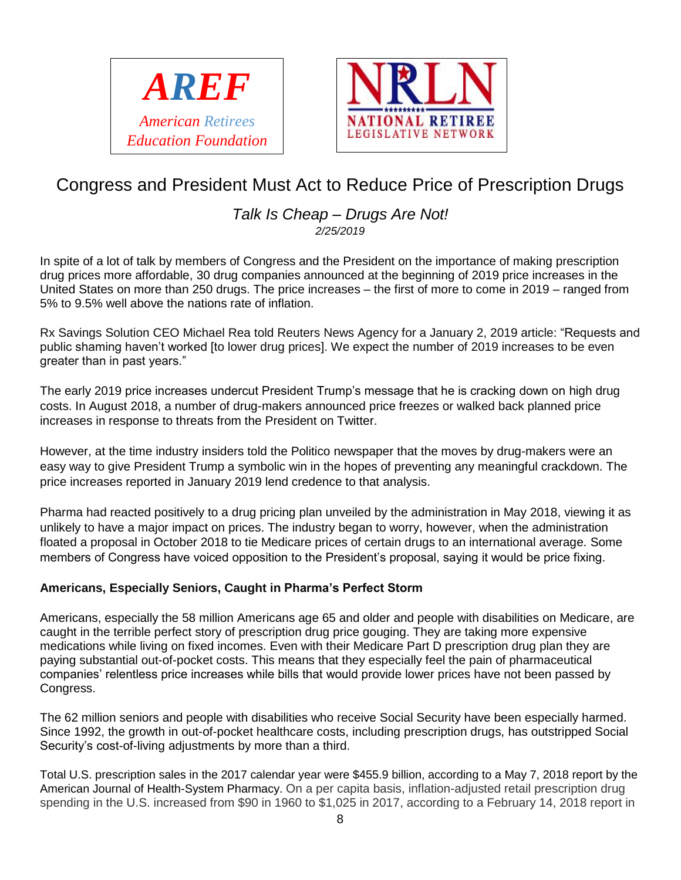AREF

*American Retirees Education Foundation*

NRLN

NATIONAL RETIREE LEGISLATIVE NETWORK

# Congress and President Must Act to Reduce Price of Prescription Drugs

*Talk Is Cheap – Drugs Are Not!*

*2/25/2019*

In spite of a lot of talk by members of Congress and the President on the importance of making prescription drug prices more affordable, 30 drug companies announced at the beginning of 2019 price increases in the United States on more than 250 drugs. The price increases – the first of more to come in 2019 – ranged from 5% to 9.5% well above the nations rate of inflation.

Rx Savings Solution CEO Michael Rea told Reuters News Agency for a January 2, 2019 article: "Requests and public shaming haven't worked [to lower drug prices]. We expect the number of 2019 increases to be even greater than in past years."

The early 2019 price increases undercut President Trump's message that he is cracking down on high drug costs. In August 2018, a number of drug-makers announced price freezes or walked back planned price increases in response to threats from the President on Twitter.

However, at the time industry insiders told the Politico newspaper that the moves by drug-makers were an easy way to give President Trump a symbolic win in the hopes of preventing any meaningful crackdown. The price increases reported in January 2019 lend credence to that analysis.

Pharma had reacted positively to a drug pricing plan unveiled by the administration in May 2018, viewing it as unlikely to have a major impact on prices. The industry began to worry, however, when the administration floated a proposal in October 2018 to tie Medicare prices of certain drugs to an international average. Some members of Congress have voiced opposition to the President's proposal, saying it would be price fixing.

**Americans, Especially Seniors, Caught in Pharma's Perfect Storm**

Americans, especially the 58 million Americans age 65 and older and people with disabilities on Medicare, are caught in the terrible perfect story of prescription drug price gouging. They are taking more expensive medications while living on fixed incomes. Even with their Medicare Part D prescription drug plan they are paying substantial out-of-pocket costs. This means that they especially feel the pain of pharmaceutical companies' relentless price increases while bills that would provide lower prices have not been passed by Congress.

The 62 million seniors and people with disabilities who receive Social Security have been especially harmed. Since 1992, the growth in out-of-pocket healthcare costs, including prescription drugs, has outstripped Social Security's cost-of-living adjustments by more than a third.

Total U.S. prescription sales in the 2017 calendar year were $455.9 billion, according to a May 7, 2018 report by the American Journal of Health-System Pharmacy. On a per capita basis, inflation-adjusted retail prescription drug spending in the U.S. increased from $90 in 1960 to $1,025 in 2017, according to a February 14, 2018 report in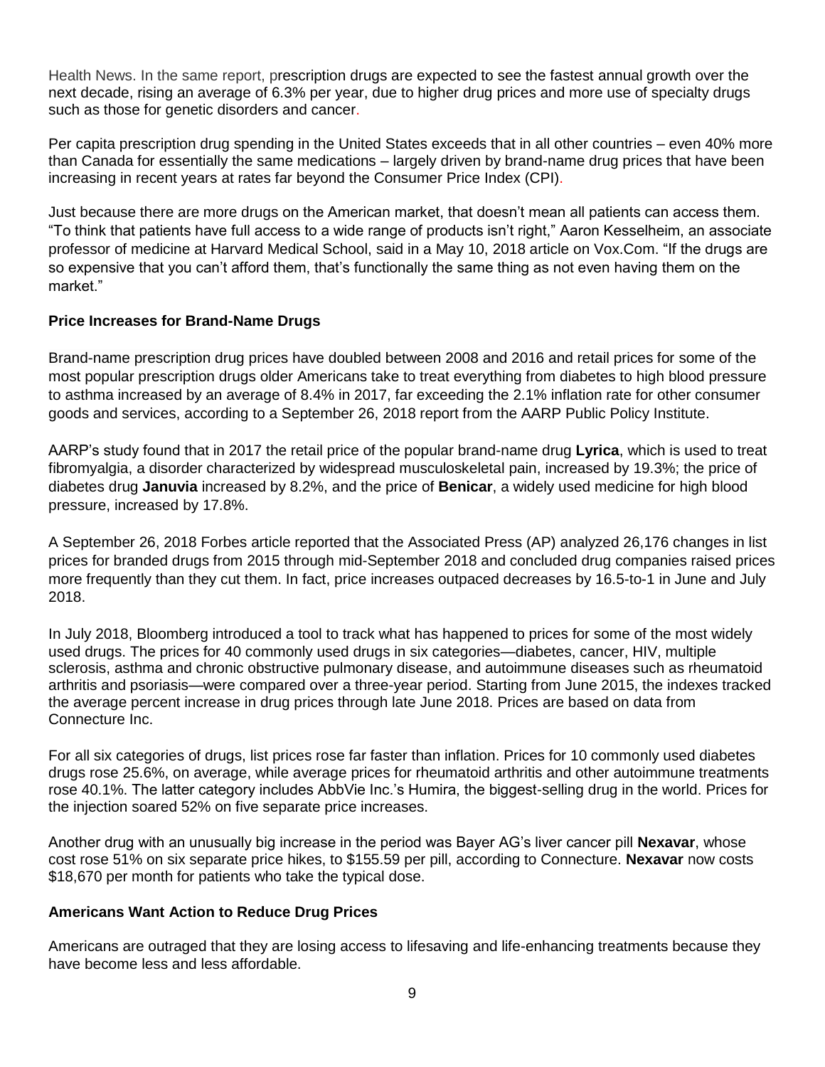Health News. In the same report, prescription drugs are expected to see the fastest annual growth over the next decade, rising an average of 6.3% per year, due to higher drug prices and more use of specialty drugs such as those for genetic disorders and cancer.

Per capita prescription drug spending in the United States exceeds that in all other countries – even 40% more than Canada for essentially the same medications – largely driven by brand-name drug prices that have been increasing in recent years at rates far beyond the Consumer Price Index (CPI).

Just because there are more drugs on the American market, that doesn't mean all patients can access them. "To think that patients have full access to a wide range of products isn't right," Aaron Kesselheim, an associate professor of medicine at Harvard Medical School, said in a May 10, 2018 article on Vox.Com. "If the drugs are so expensive that you can't afford them, that's functionally the same thing as not even having them on the market."

**Price Increases for Brand-Name Drugs**

Brand-name prescription drug prices have doubled between 2008 and 2016 and retail prices for some of the most popular prescription drugs older Americans take to treat everything from diabetes to high blood pressure to asthma increased by an average of 8.4% in 2017, far exceeding the 2.1% inflation rate for other consumer goods and services, according to a September 26, 2018 report from the AARP Public Policy Institute.

AARP's study found that in 2017 the retail price of the popular brand-name drug **Lyrica**, which is used to treat fibromyalgia, a disorder characterized by widespread musculoskeletal pain, increased by 19.3%; the price of diabetes drug **Januvia** increased by 8.2%, and the price of **Benicar**, a widely used medicine for high blood pressure, increased by 17.8%.

A September 26, 2018 Forbes article reported that the Associated Press (AP) analyzed 26,176 changes in list prices for branded drugs from 2015 through mid-September 2018 and concluded drug companies raised prices more frequently than they cut them. In fact, price increases outpaced decreases by 16.5-to-1 in June and July 2018.

In July 2018, Bloomberg introduced a tool to track what has happened to prices for some of the most widely used drugs. The prices for 40 commonly used drugs in six categories—diabetes, cancer, HIV, multiple sclerosis, asthma and chronic obstructive pulmonary disease, and autoimmune diseases such as rheumatoid arthritis and psoriasis—were compared over a three-year period. Starting from June 2015, the indexes tracked the average percent increase in drug prices through late June 2018. Prices are based on data from Connecture Inc.

For all six categories of drugs, list prices rose far faster than inflation. Prices for 10 commonly used diabetes drugs rose 25.6%, on average, while average prices for rheumatoid arthritis and other autoimmune treatments rose 40.1%. The latter category includes AbbVie Inc.'s Humira, the biggest-selling drug in the world. Prices for the injection soared 52% on five separate price increases.

Another drug with an unusually big increase in the period was Bayer AG's liver cancer pill **Nexavar**, whose cost rose 51% on six separate price hikes, to $155.59 per pill, according to Connecture. **Nexavar** now costs $18,670 per month for patients who take the typical dose.

**Americans Want Action to Reduce Drug Prices**

Americans are outraged that they are losing access to lifesaving and life-enhancing treatments because they have become less and less affordable.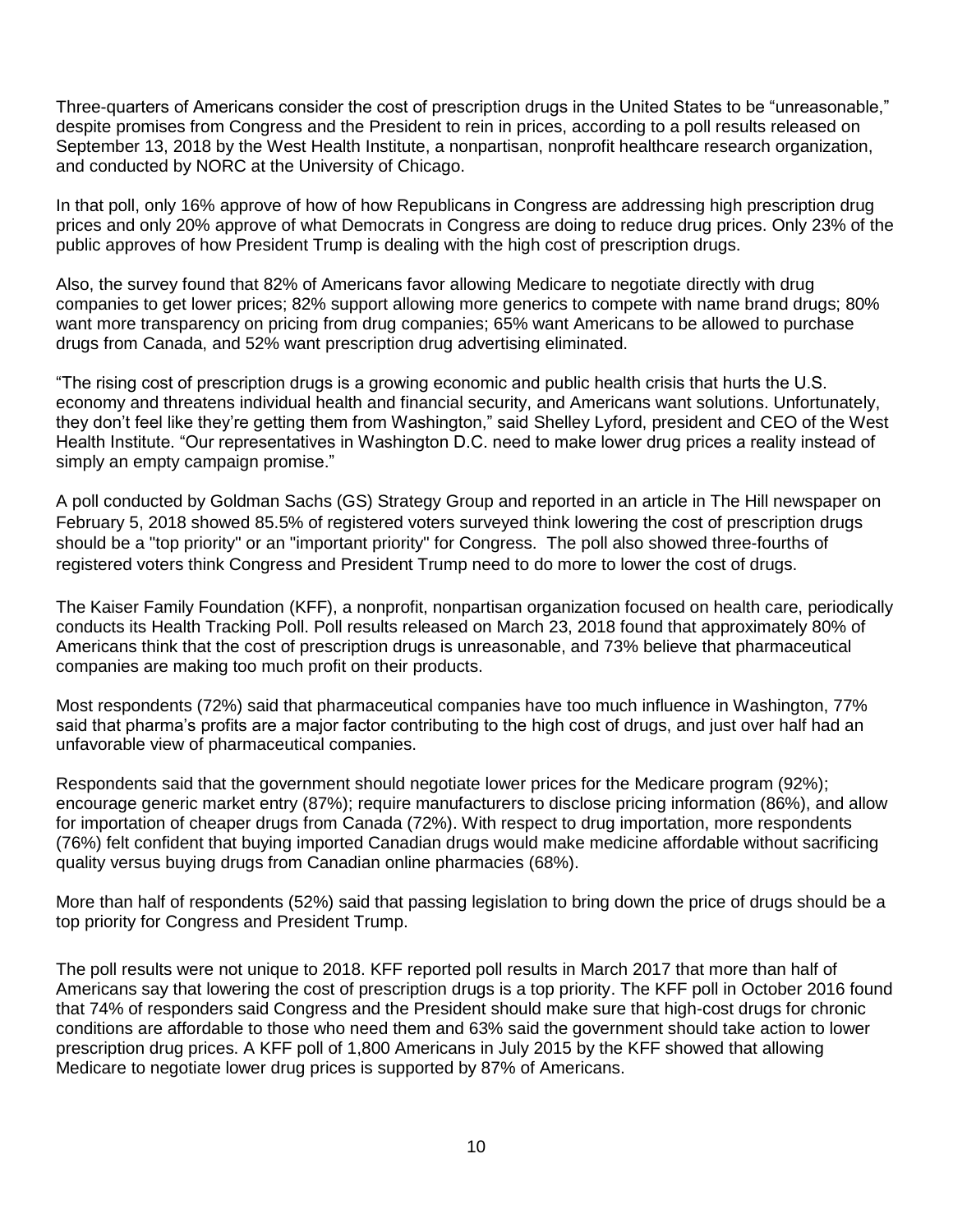Three-quarters of Americans consider the cost of prescription drugs in the United States to be "unreasonable," despite promises from Congress and the President to rein in prices, according to a poll results released on September 13, 2018 by the West Health Institute, a nonpartisan, nonprofit healthcare research organization, and conducted by NORC at the University of Chicago.

In that poll, only 16% approve of how of how Republicans in Congress are addressing high prescription drug prices and only 20% approve of what Democrats in Congress are doing to reduce drug prices. Only 23% of the public approves of how President Trump is dealing with the high cost of prescription drugs.

Also, the survey found that 82% of Americans favor allowing Medicare to negotiate directly with drug companies to get lower prices; 82% support allowing more generics to compete with name brand drugs; 80% want more transparency on pricing from drug companies; 65% want Americans to be allowed to purchase drugs from Canada, and 52% want prescription drug advertising eliminated.

"The rising cost of prescription drugs is a growing economic and public health crisis that hurts the U.S. economy and threatens individual health and financial security, and Americans want solutions. Unfortunately, they don't feel like they're getting them from Washington," said Shelley Lyford, president and CEO of the West Health Institute. "Our representatives in Washington D.C. need to make lower drug prices a reality instead of simply an empty campaign promise."

A poll conducted by Goldman Sachs (GS) Strategy Group and reported in an article in The Hill newspaper on February 5, 2018 showed 85.5% of registered voters surveyed think lowering the cost of prescription drugs should be a "top priority" or an "important priority" for Congress. The poll also showed three-fourths of registered voters think Congress and President Trump need to do more to lower the cost of drugs.

The Kaiser Family Foundation (KFF), a nonprofit, nonpartisan organization focused on health care, periodically conducts its Health Tracking Poll. Poll results released on March 23, 2018 found that approximately 80% of Americans think that the cost of prescription drugs is unreasonable, and 73% believe that pharmaceutical companies are making too much profit on their products.

Most respondents (72%) said that pharmaceutical companies have too much influence in Washington, 77% said that pharma's profits are a major factor contributing to the high cost of drugs, and just over half had an unfavorable view of pharmaceutical companies.

Respondents said that the government should negotiate lower prices for the Medicare program (92%); encourage generic market entry (87%); require manufacturers to disclose pricing information (86%), and allow for importation of cheaper drugs from Canada (72%). With respect to drug importation, more respondents (76%) felt confident that buying imported Canadian drugs would make medicine affordable without sacrificing quality versus buying drugs from Canadian online pharmacies (68%).

More than half of respondents (52%) said that passing legislation to bring down the price of drugs should be a top priority for Congress and President Trump.

The poll results were not unique to 2018. KFF reported poll results in March 2017 that more than half of Americans say that lowering the cost of prescription drugs is a top priority. The KFF poll in October 2016 found that 74% of responders said Congress and the President should make sure that high-cost drugs for chronic conditions are affordable to those who need them and 63% said the government should take action to lower prescription drug prices. A KFF poll of 1,800 Americans in July 2015 by the KFF showed that allowing Medicare to negotiate lower drug prices is supported by 87% of Americans.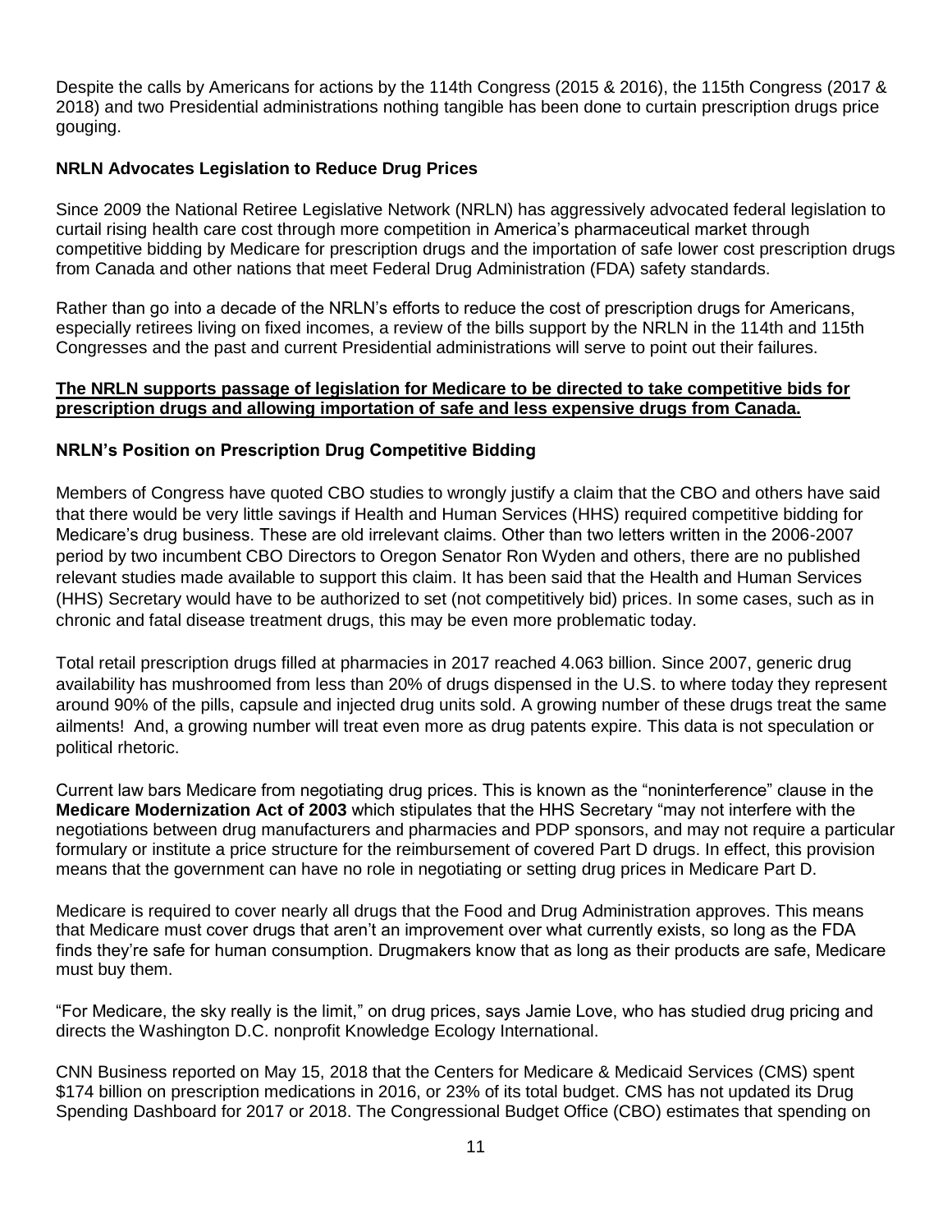Despite the calls by Americans for actions by the 114th Congress (2015 & 2016), the 115th Congress (2017 & 2018) and two Presidential administrations nothing tangible has been done to curtain prescription drugs price gouging.

### NRLN Advocates Legislation to Reduce Drug Prices

Since 2009 the National Retiree Legislative Network (NRLN) has aggressively advocated federal legislation to curtail rising health care cost through more competition in America's pharmaceutical market through competitive bidding by Medicare for prescription drugs and the importation of safe lower cost prescription drugs from Canada and other nations that meet Federal Drug Administration (FDA) safety standards.

Rather than go into a decade of the NRLN's efforts to reduce the cost of prescription drugs for Americans, especially retirees living on fixed incomes, a review of the bills support by the NRLN in the 114th and 115th Congresses and the past and current Presidential administrations will serve to point out their failures.

**The NRLN supports passage of legislation for Medicare to be directed to take competitive bids for prescription drugs and allowing importation of safe and less expensive drugs from Canada.**

### NRLN's Position on Prescription Drug Competitive Bidding

Members of Congress have quoted CBO studies to wrongly justify a claim that the CBO and others have said that there would be very little savings if Health and Human Services (HHS) required competitive bidding for Medicare's drug business. These are old irrelevant claims. Other than two letters written in the 2006-2007 period by two incumbent CBO Directors to Oregon Senator Ron Wyden and others, there are no published relevant studies made available to support this claim. It has been said that the Health and Human Services (HHS) Secretary would have to be authorized to set (not competitively bid) prices. In some cases, such as in chronic and fatal disease treatment drugs, this may be even more problematic today.

Total retail prescription drugs filled at pharmacies in 2017 reached 4.063 billion. Since 2007, generic drug availability has mushroomed from less than 20% of drugs dispensed in the U.S. to where today they represent around 90% of the pills, capsule and injected drug units sold. A growing number of these drugs treat the same ailments! And, a growing number will treat even more as drug patents expire. This data is not speculation or political rhetoric.

Current law bars Medicare from negotiating drug prices. This is known as the "noninterference" clause in the **Medicare Modernization Act of 2003** which stipulates that the HHS Secretary "may not interfere with the negotiations between drug manufacturers and pharmacies and PDP sponsors, and may not require a particular formulary or institute a price structure for the reimbursement of covered Part D drugs. In effect, this provision means that the government can have no role in negotiating or setting drug prices in Medicare Part D.

Medicare is required to cover nearly all drugs that the Food and Drug Administration approves. This means that Medicare must cover drugs that aren't an improvement over what currently exists, so long as the FDA finds they're safe for human consumption. Drugmakers know that as long as their products are safe, Medicare must buy them.

"For Medicare, the sky really is the limit," on drug prices, says Jamie Love, who has studied drug pricing and directs the Washington D.C. nonprofit Knowledge Ecology International.

CNN Business reported on May 15, 2018 that the Centers for Medicare & Medicaid Services (CMS) spent $174 billion on prescription medications in 2016, or 23% of its total budget. CMS has not updated its Drug Spending Dashboard for 2017 or 2018. The Congressional Budget Office (CBO) estimates that spending on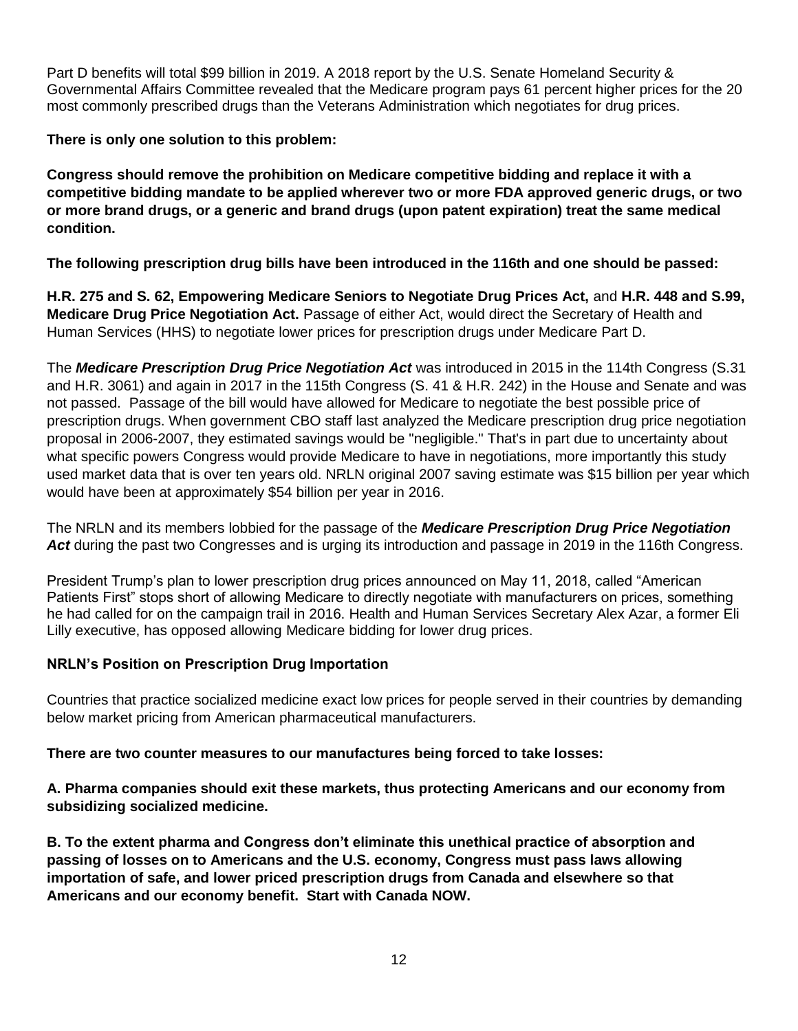Part D benefits will total $99 billion in 2019. A 2018 report by the U.S. Senate Homeland Security & Governmental Affairs Committee revealed that the Medicare program pays 61 percent higher prices for the 20 most commonly prescribed drugs than the Veterans Administration which negotiates for drug prices.

**There is only one solution to this problem:**

**Congress should remove the prohibition on Medicare competitive bidding and replace it with a competitive bidding mandate to be applied wherever two or more FDA approved generic drugs, or two or more brand drugs, or a generic and brand drugs (upon patent expiration) treat the same medical condition.**

**The following prescription drug bills have been introduced in the 116th and one should be passed:**

**H.R. 275 and S. 62, Empowering Medicare Seniors to Negotiate Drug Prices Act,** and **H.R. 448 and S.99, Medicare Drug Price Negotiation Act.** Passage of either Act, would direct the Secretary of Health and Human Services (HHS) to negotiate lower prices for prescription drugs under Medicare Part D.

The ***Medicare Prescription Drug Price Negotiation Act*** was introduced in 2015 in the 114th Congress (S.31 and H.R. 3061) and again in 2017 in the 115th Congress (S. 41 & H.R. 242) in the House and Senate and was not passed. Passage of the bill would have allowed for Medicare to negotiate the best possible price of prescription drugs. When government CBO staff last analyzed the Medicare prescription drug price negotiation proposal in 2006-2007, they estimated savings would be "negligible." That's in part due to uncertainty about what specific powers Congress would provide Medicare to have in negotiations, more importantly this study used market data that is over ten years old. NRLN original 2007 saving estimate was $15 billion per year which would have been at approximately $54 billion per year in 2016.

The NRLN and its members lobbied for the passage of the ***Medicare Prescription Drug Price Negotiation Act*** during the past two Congresses and is urging its introduction and passage in 2019 in the 116th Congress.

President Trump's plan to lower prescription drug prices announced on May 11, 2018, called "American Patients First" stops short of allowing Medicare to directly negotiate with manufacturers on prices, something he had called for on the campaign trail in 2016. Health and Human Services Secretary Alex Azar, a former Eli Lilly executive, has opposed allowing Medicare bidding for lower drug prices.

**NRLN's Position on Prescription Drug Importation**

Countries that practice socialized medicine exact low prices for people served in their countries by demanding below market pricing from American pharmaceutical manufacturers.

**There are two counter measures to our manufactures being forced to take losses:**

**A. Pharma companies should exit these markets, thus protecting Americans and our economy from subsidizing socialized medicine.**

**B. To the extent pharma and Congress don't eliminate this unethical practice of absorption and passing of losses on to Americans and the U.S. economy, Congress must pass laws allowing importation of safe, and lower priced prescription drugs from Canada and elsewhere so that Americans and our economy benefit. Start with Canada NOW.**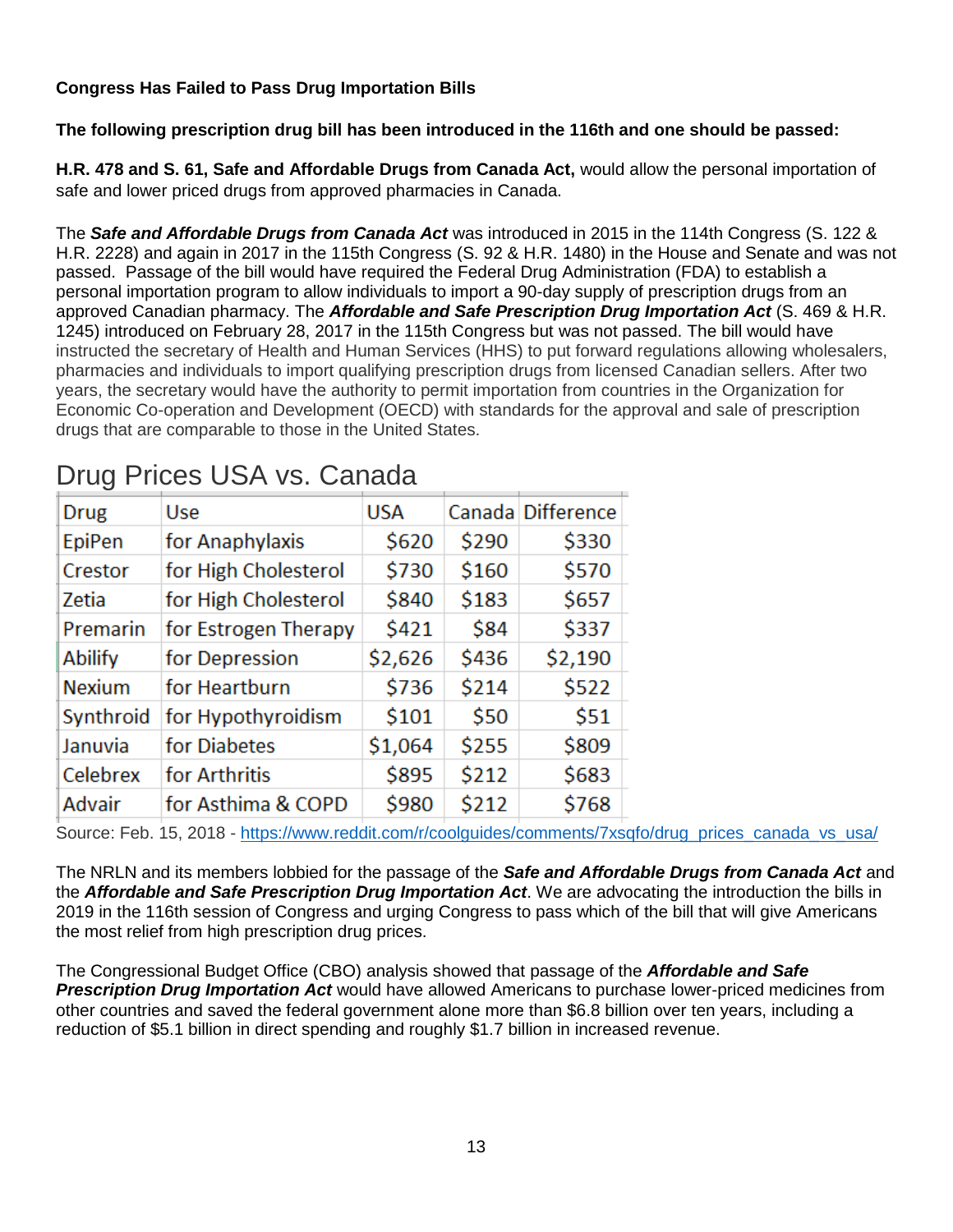**Congress Has Failed to Pass Drug Importation Bills**

**The following prescription drug bill has been introduced in the 116th and one should be passed:**

**H.R. 478 and S. 61, Safe and Affordable Drugs from Canada Act,** would allow the personal importation of safe and lower priced drugs from approved pharmacies in Canada.

The ***Safe and Affordable Drugs from Canada Act*** was introduced in 2015 in the 114th Congress (S. 122 & H.R. 2228) and again in 2017 in the 115th Congress (S. 92 & H.R. 1480) in the House and Senate and was not passed. Passage of the bill would have required the Federal Drug Administration (FDA) to establish a personal importation program to allow individuals to import a 90-day supply of prescription drugs from an approved Canadian pharmacy. The ***Affordable and Safe Prescription Drug Importation Act*** (S. 469 & H.R. 1245) introduced on February 28, 2017 in the 115th Congress but was not passed. The bill would have instructed the secretary of Health and Human Services (HHS) to put forward regulations allowing wholesalers, pharmacies and individuals to import qualifying prescription drugs from licensed Canadian sellers. After two years, the secretary would have the authority to permit importation from countries in the Organization for Economic Co-operation and Development (OECD) with standards for the approval and sale of prescription drugs that are comparable to those in the United States.

## Drug Prices USA vs. Canada

| Drug | Use | USA | Canada | Difference |
|---|---|---|---|---|
| EpiPen | for Anaphylaxis | $620 | $290 | $330 |
| Crestor | for High Cholesterol | $730 | $160 | $570 |
| Zetia | for High Cholesterol | $840 | $183 | $657 |
| Premarin | for Estrogen Therapy | $421 | $84 | $337 |
| Abilify | for Depression | $2,626 | $436 | $2,190 |
| Nexium | for Heartburn | $736 | $214 | $522 |
| Synthroid | for Hypothyroidism | $101 | $50 | $51 |
| Januvia | for Diabetes | $1,064 | $255 | $809 |
| Celebrex | for Arthritis | $895 | $212 | $683 |
| Advair | for Asthma & COPD | $980 | $212 | $768 |

Source: Feb. 15, 2018 - https://www.reddit.com/r/coolguides/comments/7xsqfo/drug_prices_canada_vs_usa/

The NRLN and its members lobbied for the passage of the ***Safe and Affordable Drugs from Canada Act*** and the ***Affordable and Safe Prescription Drug Importation Act***. We are advocating the introduction the bills in 2019 in the 116th session of Congress and urging Congress to pass which of the bill that will give Americans the most relief from high prescription drug prices.

The Congressional Budget Office (CBO) analysis showed that passage of the ***Affordable and Safe Prescription Drug Importation Act*** would have allowed Americans to purchase lower-priced medicines from other countries and saved the federal government alone more than $6.8 billion over ten years, including a reduction of $5.1 billion in direct spending and roughly $1.7 billion in increased revenue.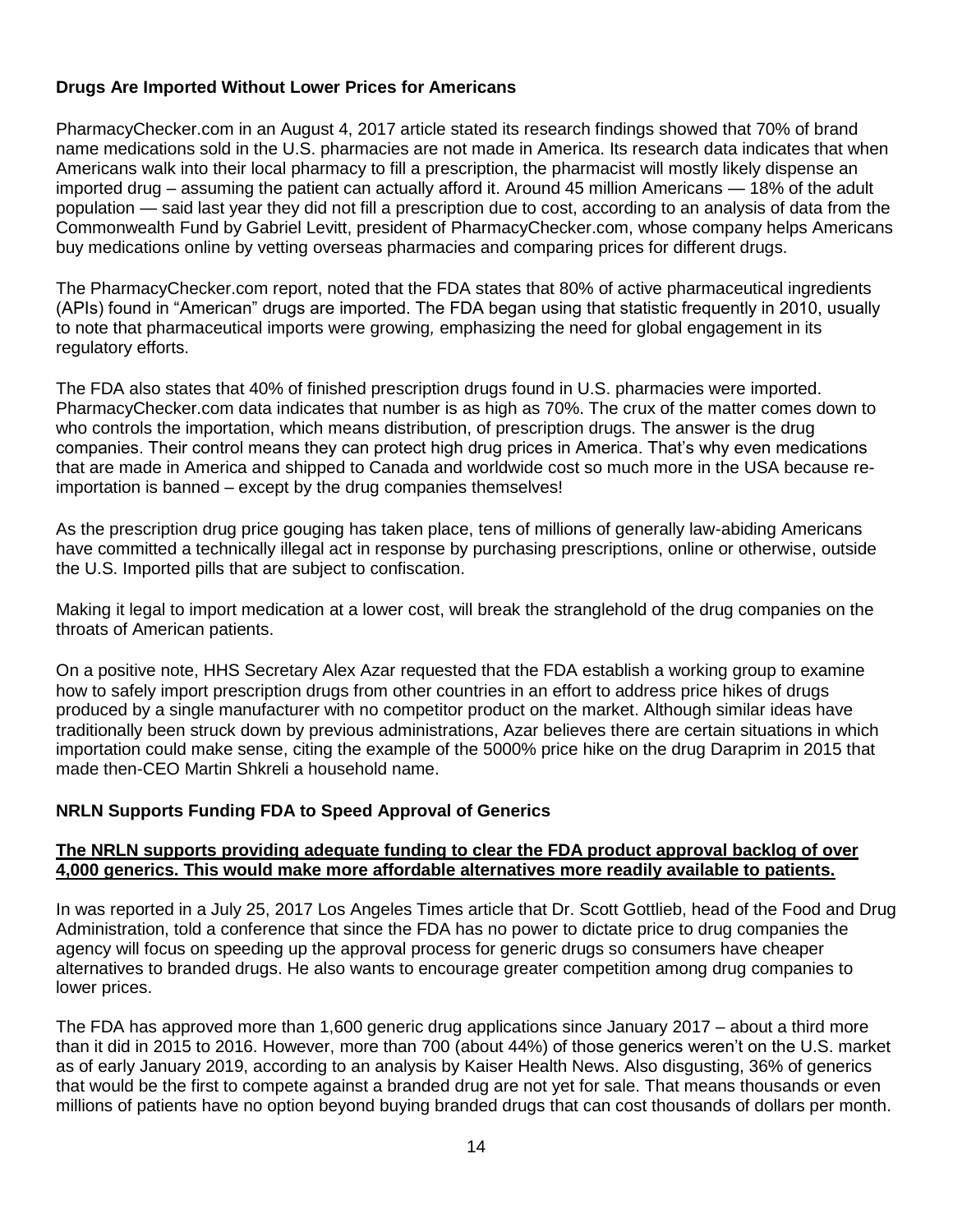**Drugs Are Imported Without Lower Prices for Americans**

PharmacyChecker.com in an August 4, 2017 article stated its research findings showed that 70% of brand name medications sold in the U.S. pharmacies are not made in America. Its research data indicates that when Americans walk into their local pharmacy to fill a prescription, the pharmacist will mostly likely dispense an imported drug – assuming the patient can actually afford it. Around 45 million Americans — 18% of the adult population — said last year they did not fill a prescription due to cost, according to an analysis of data from the Commonwealth Fund by Gabriel Levitt, president of PharmacyChecker.com, whose company helps Americans buy medications online by vetting overseas pharmacies and comparing prices for different drugs.

The PharmacyChecker.com report, noted that the FDA states that 80% of active pharmaceutical ingredients (APIs) found in "American" drugs are imported. The FDA began using that statistic frequently in 2010, usually to note that pharmaceutical imports were growing*,* emphasizing the need for global engagement in its regulatory efforts.

The FDA also states that 40% of finished prescription drugs found in U.S. pharmacies were imported. PharmacyChecker.com data indicates that number is as high as 70%. The crux of the matter comes down to who controls the importation, which means distribution, of prescription drugs. The answer is the drug companies. Their control means they can protect high drug prices in America. That's why even medications that are made in America and shipped to Canada and worldwide cost so much more in the USA because re-importation is banned – except by the drug companies themselves!

As the prescription drug price gouging has taken place, tens of millions of generally law-abiding Americans have committed a technically illegal act in response by purchasing prescriptions, online or otherwise, outside the U.S. Imported pills that are subject to confiscation.

Making it legal to import medication at a lower cost, will break the stranglehold of the drug companies on the throats of American patients.

On a positive note, HHS Secretary Alex Azar requested that the FDA establish a working group to examine how to safely import prescription drugs from other countries in an effort to address price hikes of drugs produced by a single manufacturer with no competitor product on the market. Although similar ideas have traditionally been struck down by previous administrations, Azar believes there are certain situations in which importation could make sense, citing the example of the 5000% price hike on the drug Daraprim in 2015 that made then-CEO Martin Shkreli a household name.

**NRLN Supports Funding FDA to Speed Approval of Generics**

**The NRLN supports providing adequate funding to clear the FDA product approval backlog of over 4,000 generics. This would make more affordable alternatives more readily available to patients.**

In was reported in a July 25, 2017 Los Angeles Times article that Dr. Scott Gottlieb, head of the Food and Drug Administration, told a conference that since the FDA has no power to dictate price to drug companies the agency will focus on speeding up the approval process for generic drugs so consumers have cheaper alternatives to branded drugs. He also wants to encourage greater competition among drug companies to lower prices.

The FDA has approved more than 1,600 generic drug applications since January 2017 – about a third more than it did in 2015 to 2016. However, more than 700 (about 44%) of those generics weren't on the U.S. market as of early January 2019, according to an analysis by Kaiser Health News. Also disgusting, 36% of generics that would be the first to compete against a branded drug are not yet for sale. That means thousands or even millions of patients have no option beyond buying branded drugs that can cost thousands of dollars per month.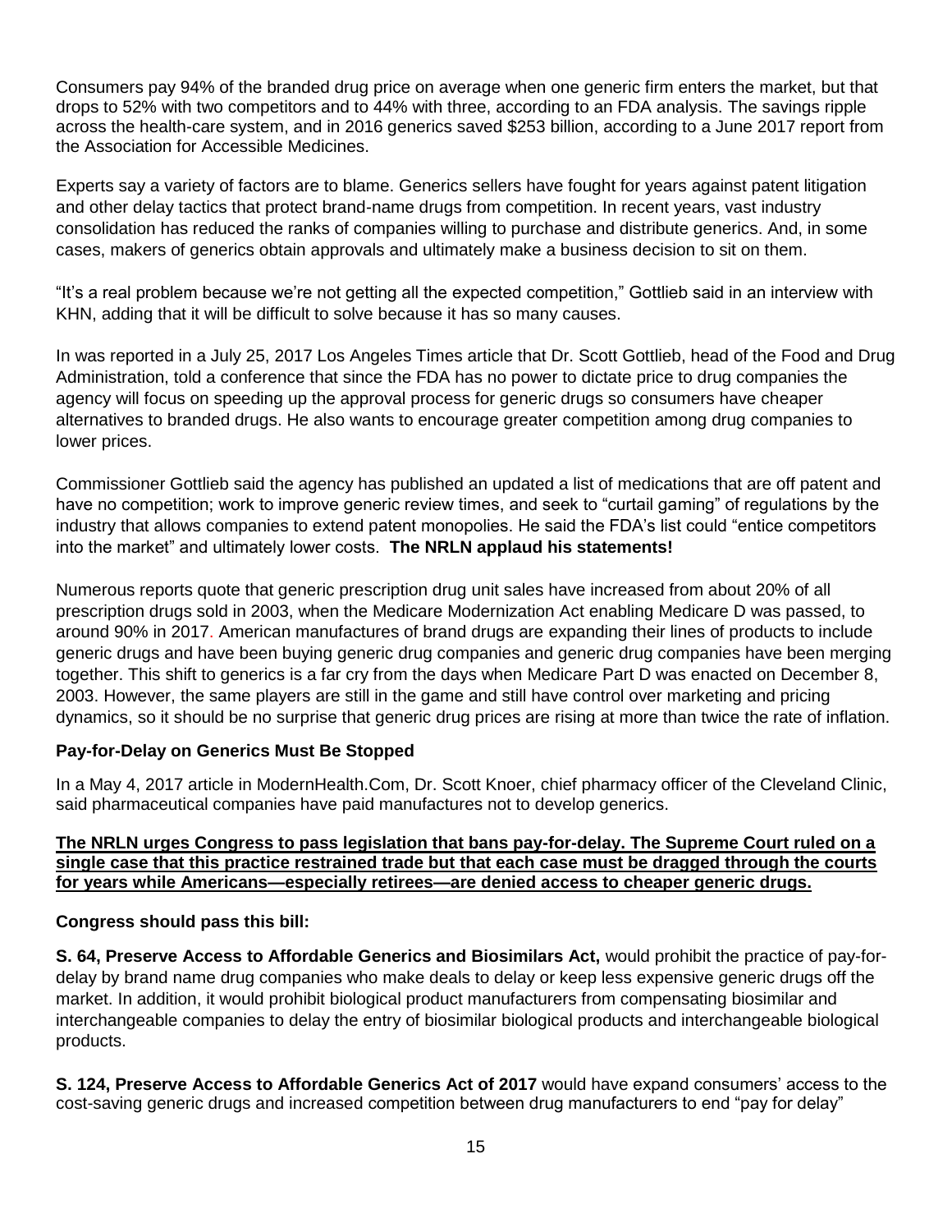Consumers pay 94% of the branded drug price on average when one generic firm enters the market, but that drops to 52% with two competitors and to 44% with three, according to an FDA analysis. The savings ripple across the health-care system, and in 2016 generics saved $253 billion, according to a June 2017 report from the Association for Accessible Medicines.

Experts say a variety of factors are to blame. Generics sellers have fought for years against patent litigation and other delay tactics that protect brand-name drugs from competition. In recent years, vast industry consolidation has reduced the ranks of companies willing to purchase and distribute generics. And, in some cases, makers of generics obtain approvals and ultimately make a business decision to sit on them.

"It's a real problem because we're not getting all the expected competition," Gottlieb said in an interview with KHN, adding that it will be difficult to solve because it has so many causes.

In was reported in a July 25, 2017 Los Angeles Times article that Dr. Scott Gottlieb, head of the Food and Drug Administration, told a conference that since the FDA has no power to dictate price to drug companies the agency will focus on speeding up the approval process for generic drugs so consumers have cheaper alternatives to branded drugs. He also wants to encourage greater competition among drug companies to lower prices.

Commissioner Gottlieb said the agency has published an updated a list of medications that are off patent and have no competition; work to improve generic review times, and seek to "curtail gaming" of regulations by the industry that allows companies to extend patent monopolies. He said the FDA's list could "entice competitors into the market" and ultimately lower costs. **The NRLN applaud his statements!**

Numerous reports quote that generic prescription drug unit sales have increased from about 20% of all prescription drugs sold in 2003, when the Medicare Modernization Act enabling Medicare D was passed, to around 90% in 2017. American manufactures of brand drugs are expanding their lines of products to include generic drugs and have been buying generic drug companies and generic drug companies have been merging together. This shift to generics is a far cry from the days when Medicare Part D was enacted on December 8, 2003. However, the same players are still in the game and still have control over marketing and pricing dynamics, so it should be no surprise that generic drug prices are rising at more than twice the rate of inflation.

### Pay-for-Delay on Generics Must Be Stopped

In a May 4, 2017 article in ModernHealth.Com, Dr. Scott Knoer, chief pharmacy officer of the Cleveland Clinic, said pharmaceutical companies have paid manufactures not to develop generics.

**The NRLN urges Congress to pass legislation that bans pay-for-delay. The Supreme Court ruled on a single case that this practice restrained trade but that each case must be dragged through the courts for years while Americans—especially retirees—are denied access to cheaper generic drugs.**

**Congress should pass this bill:**

**S. 64, Preserve Access to Affordable Generics and Biosimilars Act,** would prohibit the practice of pay-for-delay by brand name drug companies who make deals to delay or keep less expensive generic drugs off the market. In addition, it would prohibit biological product manufacturers from compensating biosimilar and interchangeable companies to delay the entry of biosimilar biological products and interchangeable biological products.

**S. 124, Preserve Access to Affordable Generics Act of 2017** would have expand consumers' access to the cost-saving generic drugs and increased competition between drug manufacturers to end "pay for delay"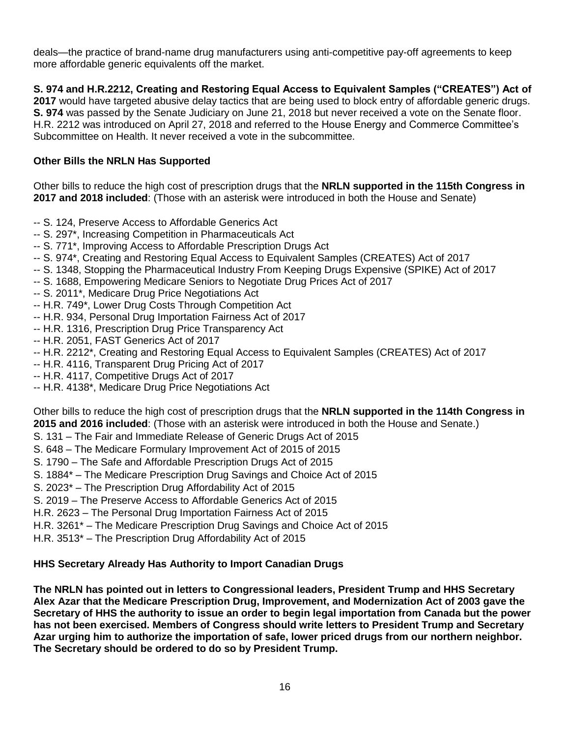deals—the practice of brand-name drug manufacturers using anti-competitive pay-off agreements to keep more affordable generic equivalents off the market.

**S. 974 and H.R.2212, Creating and Restoring Equal Access to Equivalent Samples ("CREATES") Act of 2017** would have targeted abusive delay tactics that are being used to block entry of affordable generic drugs. **S. 974** was passed by the Senate Judiciary on June 21, 2018 but never received a vote on the Senate floor. H.R. 2212 was introduced on April 27, 2018 and referred to the House Energy and Commerce Committee's Subcommittee on Health. It never received a vote in the subcommittee.

**Other Bills the NRLN Has Supported**

Other bills to reduce the high cost of prescription drugs that the **NRLN supported in the 115th Congress in 2017 and 2018 included**: (Those with an asterisk were introduced in both the House and Senate)

-- S. 124, Preserve Access to Affordable Generics Act
-- S. 297*, Increasing Competition in Pharmaceuticals Act
-- S. 771*, Improving Access to Affordable Prescription Drugs Act
-- S. 974*, Creating and Restoring Equal Access to Equivalent Samples (CREATES) Act of 2017
-- S. 1348, Stopping the Pharmaceutical Industry From Keeping Drugs Expensive (SPIKE) Act of 2017
-- S. 1688, Empowering Medicare Seniors to Negotiate Drug Prices Act of 2017
-- S. 2011*, Medicare Drug Price Negotiations Act
-- H.R. 749*, Lower Drug Costs Through Competition Act
-- H.R. 934, Personal Drug Importation Fairness Act of 2017
-- H.R. 1316, Prescription Drug Price Transparency Act
-- H.R. 2051, FAST Generics Act of 2017
-- H.R. 2212*, Creating and Restoring Equal Access to Equivalent Samples (CREATES) Act of 2017
-- H.R. 4116, Transparent Drug Pricing Act of 2017
-- H.R. 4117, Competitive Drugs Act of 2017
-- H.R. 4138*, Medicare Drug Price Negotiations Act

Other bills to reduce the high cost of prescription drugs that the **NRLN supported in the 114th Congress in 2015 and 2016 included**: (Those with an asterisk were introduced in both the House and Senate.)

S. 131 – The Fair and Immediate Release of Generic Drugs Act of 2015
S. 648 – The Medicare Formulary Improvement Act of 2015 of 2015
S. 1790 – The Safe and Affordable Prescription Drugs Act of 2015
S. 1884* – The Medicare Prescription Drug Savings and Choice Act of 2015
S. 2023* – The Prescription Drug Affordability Act of 2015
S. 2019 – The Preserve Access to Affordable Generics Act of 2015
H.R. 2623 – The Personal Drug Importation Fairness Act of 2015
H.R. 3261* – The Medicare Prescription Drug Savings and Choice Act of 2015
H.R. 3513* – The Prescription Drug Affordability Act of 2015

**HHS Secretary Already Has Authority to Import Canadian Drugs**

**The NRLN has pointed out in letters to Congressional leaders, President Trump and HHS Secretary Alex Azar that the Medicare Prescription Drug, Improvement, and Modernization Act of 2003 gave the Secretary of HHS the authority to issue an order to begin legal importation from Canada but the power has not been exercised. Members of Congress should write letters to President Trump and Secretary Azar urging him to authorize the importation of safe, lower priced drugs from our northern neighbor. The Secretary should be ordered to do so by President Trump.**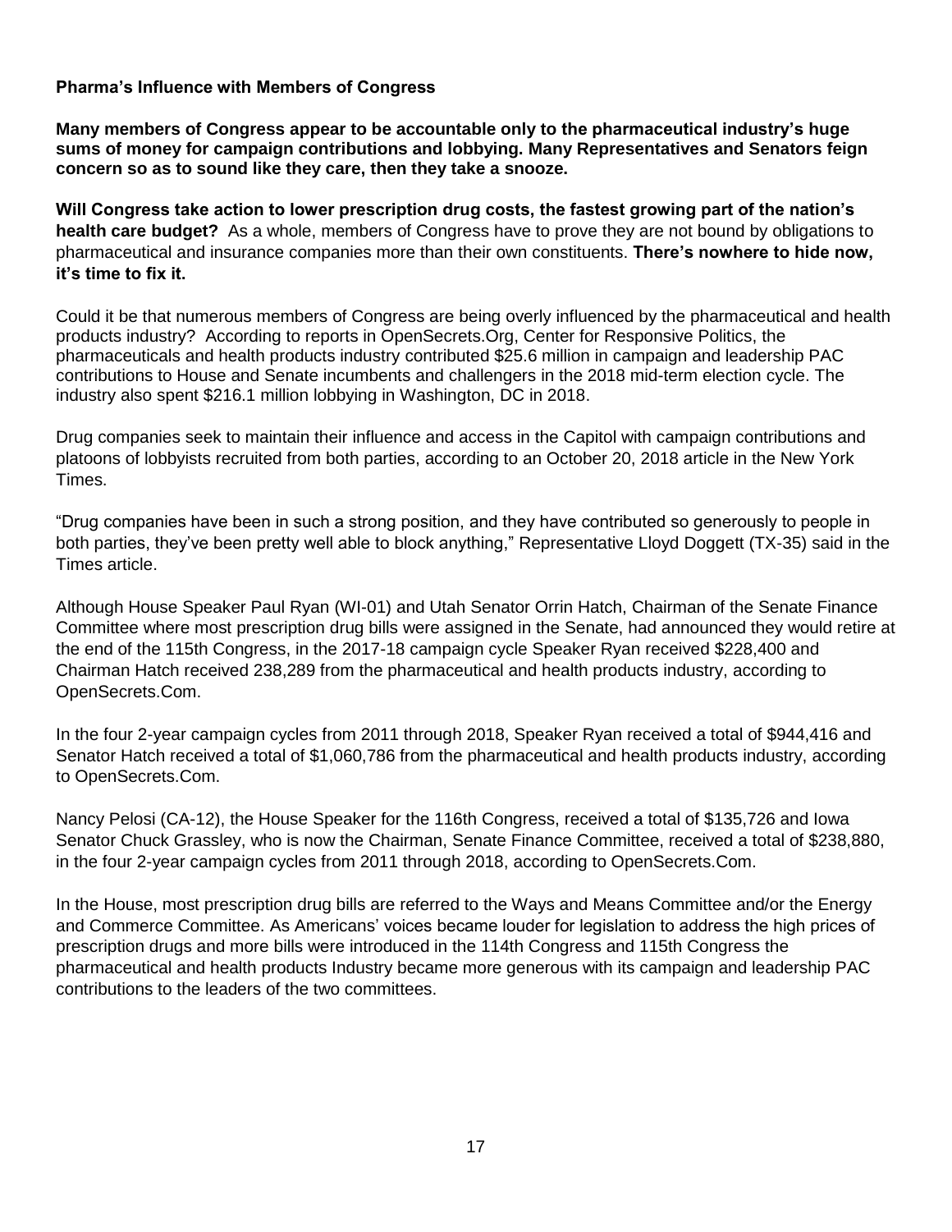**Pharma's Influence with Members of Congress**

**Many members of Congress appear to be accountable only to the pharmaceutical industry's huge sums of money for campaign contributions and lobbying. Many Representatives and Senators feign concern so as to sound like they care, then they take a snooze.**

**Will Congress take action to lower prescription drug costs, the fastest growing part of the nation's health care budget?** As a whole, members of Congress have to prove they are not bound by obligations to pharmaceutical and insurance companies more than their own constituents. **There's nowhere to hide now, it's time to fix it.**

Could it be that numerous members of Congress are being overly influenced by the pharmaceutical and health products industry? According to reports in OpenSecrets.Org, Center for Responsive Politics, the pharmaceuticals and health products industry contributed $25.6 million in campaign and leadership PAC contributions to House and Senate incumbents and challengers in the 2018 mid-term election cycle. The industry also spent $216.1 million lobbying in Washington, DC in 2018.

Drug companies seek to maintain their influence and access in the Capitol with campaign contributions and platoons of lobbyists recruited from both parties, according to an October 20, 2018 article in the New York Times.

"Drug companies have been in such a strong position, and they have contributed so generously to people in both parties, they've been pretty well able to block anything," Representative Lloyd Doggett (TX-35) said in the Times article.

Although House Speaker Paul Ryan (WI-01) and Utah Senator Orrin Hatch, Chairman of the Senate Finance Committee where most prescription drug bills were assigned in the Senate, had announced they would retire at the end of the 115th Congress, in the 2017-18 campaign cycle Speaker Ryan received $228,400 and Chairman Hatch received 238,289 from the pharmaceutical and health products industry, according to OpenSecrets.Com.

In the four 2-year campaign cycles from 2011 through 2018, Speaker Ryan received a total of $944,416 and Senator Hatch received a total of $1,060,786 from the pharmaceutical and health products industry, according to OpenSecrets.Com.

Nancy Pelosi (CA-12), the House Speaker for the 116th Congress, received a total of $135,726 and Iowa Senator Chuck Grassley, who is now the Chairman, Senate Finance Committee, received a total of $238,880, in the four 2-year campaign cycles from 2011 through 2018, according to OpenSecrets.Com.

In the House, most prescription drug bills are referred to the Ways and Means Committee and/or the Energy and Commerce Committee. As Americans' voices became louder for legislation to address the high prices of prescription drugs and more bills were introduced in the 114th Congress and 115th Congress the pharmaceutical and health products Industry became more generous with its campaign and leadership PAC contributions to the leaders of the two committees.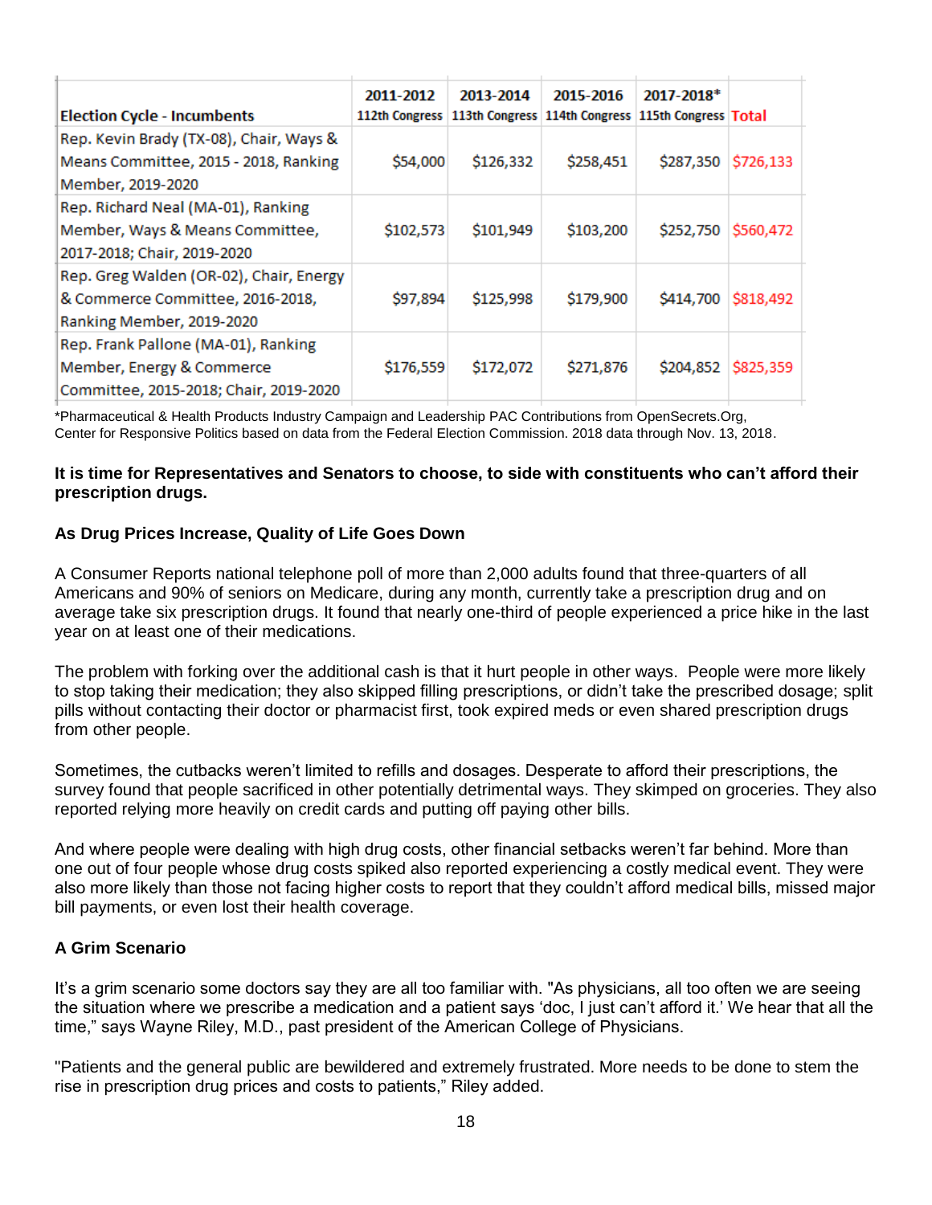| Election Cycle - Incumbents | 2011-2012 112th Congress | 2013-2014 113th Congress | 2015-2016 114th Congress | 2017-2018* 115th Congress | Total |
|---|---|---|---|---|---|
| Rep. Kevin Brady (TX-08), Chair, Ways & Means Committee, 2015 - 2018, Ranking Member, 2019-2020 | $54,000 | $126,332 | $258,451 | $287,350 | $726,133 |
| Rep. Richard Neal (MA-01), Ranking Member, Ways & Means Committee, 2017-2018; Chair, 2019-2020 | $102,573 | $101,949 | $103,200 | $252,750 | $560,472 |
| Rep. Greg Walden (OR-02), Chair, Energy & Commerce Committee, 2016-2018, Ranking Member, 2019-2020 | $97,894 | $125,998 | $179,900 | $414,700 | $818,492 |
| Rep. Frank Pallone (MA-01), Ranking Member, Energy & Commerce Committee, 2015-2018; Chair, 2019-2020 | $176,559 | $172,072 | $271,876 | $204,852 | $825,359 |

*Pharmaceutical & Health Products Industry Campaign and Leadership PAC Contributions from OpenSecrets.Org, Center for Responsive Politics based on data from the Federal Election Commission. 2018 data through Nov. 13, 2018.

**It is time for Representatives and Senators to choose, to side with constituents who can't afford their prescription drugs.**

**As Drug Prices Increase, Quality of Life Goes Down**

A Consumer Reports national telephone poll of more than 2,000 adults found that three-quarters of all Americans and 90% of seniors on Medicare, during any month, currently take a prescription drug and on average take six prescription drugs. It found that nearly one-third of people experienced a price hike in the last year on at least one of their medications.

The problem with forking over the additional cash is that it hurt people in other ways. People were more likely to stop taking their medication; they also skipped filling prescriptions, or didn't take the prescribed dosage; split pills without contacting their doctor or pharmacist first, took expired meds or even shared prescription drugs from other people.

Sometimes, the cutbacks weren't limited to refills and dosages. Desperate to afford their prescriptions, the survey found that people sacrificed in other potentially detrimental ways. They skimped on groceries. They also reported relying more heavily on credit cards and putting off paying other bills.

And where people were dealing with high drug costs, other financial setbacks weren't far behind. More than one out of four people whose drug costs spiked also reported experiencing a costly medical event. They were also more likely than those not facing higher costs to report that they couldn't afford medical bills, missed major bill payments, or even lost their health coverage.

**A Grim Scenario**

It's a grim scenario some doctors say they are all too familiar with. "As physicians, all too often we are seeing the situation where we prescribe a medication and a patient says 'doc, I just can't afford it.' We hear that all the time," says Wayne Riley, M.D., past president of the American College of Physicians.

"Patients and the general public are bewildered and extremely frustrated. More needs to be done to stem the rise in prescription drug prices and costs to patients," Riley added.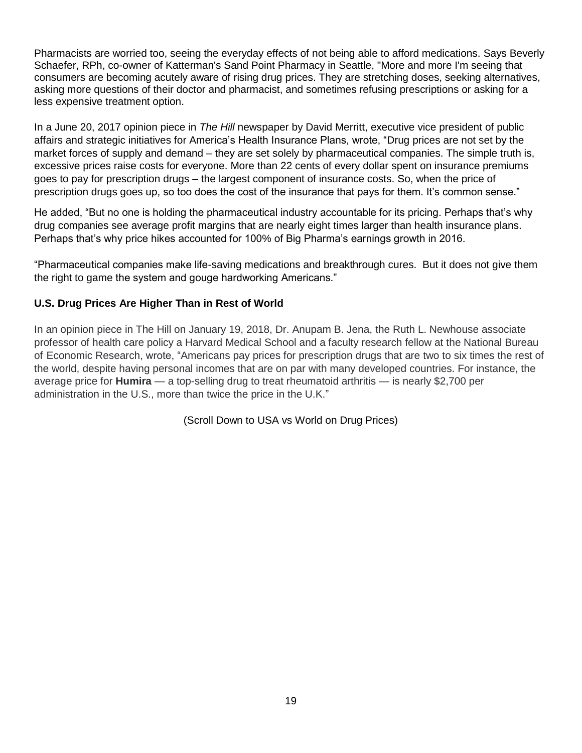Pharmacists are worried too, seeing the everyday effects of not being able to afford medications. Says Beverly Schaefer, RPh, co-owner of Katterman's Sand Point Pharmacy in Seattle, "More and more I'm seeing that consumers are becoming acutely aware of rising drug prices. They are stretching doses, seeking alternatives, asking more questions of their doctor and pharmacist, and sometimes refusing prescriptions or asking for a less expensive treatment option.

In a June 20, 2017 opinion piece in *The Hill* newspaper by David Merritt, executive vice president of public affairs and strategic initiatives for America's Health Insurance Plans, wrote, "Drug prices are not set by the market forces of supply and demand – they are set solely by pharmaceutical companies. The simple truth is, excessive prices raise costs for everyone. More than 22 cents of every dollar spent on insurance premiums goes to pay for prescription drugs – the largest component of insurance costs. So, when the price of prescription drugs goes up, so too does the cost of the insurance that pays for them. It's common sense."

He added, "But no one is holding the pharmaceutical industry accountable for its pricing. Perhaps that's why drug companies see average profit margins that are nearly eight times larger than health insurance plans. Perhaps that's why price hikes accounted for 100% of Big Pharma's earnings growth in 2016.

"Pharmaceutical companies make life-saving medications and breakthrough cures. But it does not give them the right to game the system and gouge hardworking Americans."

**U.S. Drug Prices Are Higher Than in Rest of World**

In an opinion piece in The Hill on January 19, 2018, Dr. Anupam B. Jena, the Ruth L. Newhouse associate professor of health care policy a Harvard Medical School and a faculty research fellow at the National Bureau of Economic Research, wrote, "Americans pay prices for prescription drugs that are two to six times the rest of the world, despite having personal incomes that are on par with many developed countries. For instance, the average price for **Humira** — a top-selling drug to treat rheumatoid arthritis — is nearly $2,700 per administration in the U.S., more than twice the price in the U.K."

(Scroll Down to USA vs World on Drug Prices)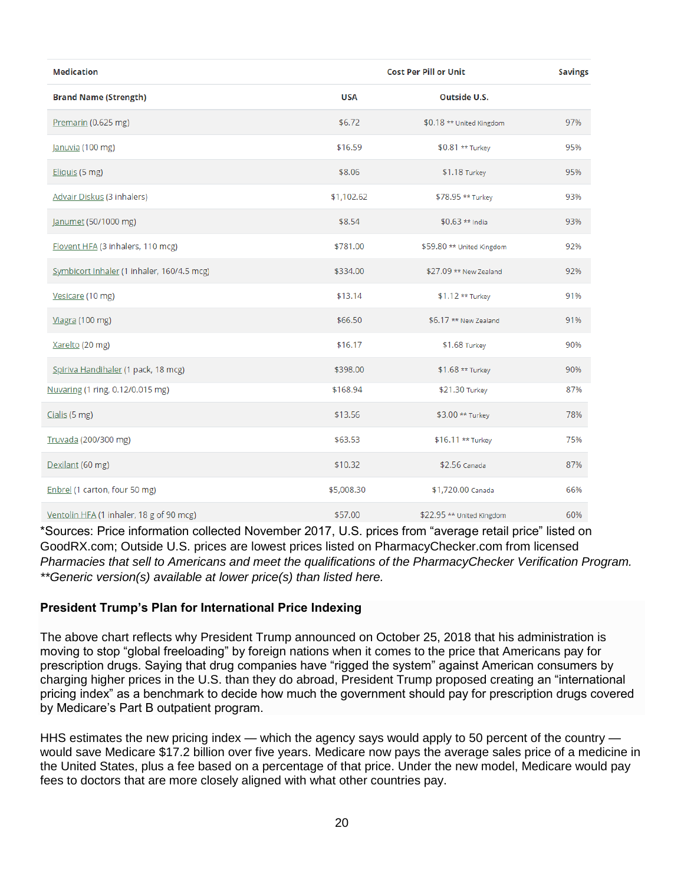| Medication | | Cost Per Pill or Unit | Savings |
|---|---|---|---|
| Brand Name (Strength) | USA | Outside U.S. | |
| Premarin (0.625 mg) | $6.72 | $0.18 ** United Kingdom | 97% |
| Januvia (100 mg) | $16.59 | $0.81 ** Turkey | 95% |
| Eliquis (5 mg) | $8.06 | $1.18 Turkey | 95% |
| Advair Diskus (3 inhalers) | $1,102.62 | $78.95 ** Turkey | 93% |
| Janumet (50/1000 mg) | $8.54 | $0.63 ** India | 93% |
| Flovent HFA (3 inhalers, 110 mcg) | $781.00 | $59.80 ** United Kingdom | 92% |
| Symbicort Inhaler (1 inhaler, 160/4.5 mcg) | $334.00 | $27.09 ** New Zealand | 92% |
| Vesicare (10 mg) | $13.14 | $1.12 ** Turkey | 91% |
| Viagra (100 mg) | $66.50 | $6.17 ** New Zealand | 91% |
| Xarelto (20 mg) | $16.17 | $1.68 Turkey | 90% |
| Spiriva Handihaler (1 pack, 18 mcg) | $398.00 | $1.68 ** Turkey | 90% |
| Nuvaring (1 ring, 0.12/0.015 mg) | $168.94 | $21.30 Turkey | 87% |
| Cialis (5 mg) | $13.56 | $3.00 ** Turkey | 78% |
| Truvada (200/300 mg) | $63.53 | $16.11 ** Turkey | 75% |
| Dexilant (60 mg) | $10.32 | $2.56 Canada | 87% |
| Enbrel (1 carton, four 50 mg) | $5,008.30 | $1,720.00 Canada | 66% |
| Ventolin HFA (1 inhaler, 18 g of 90 mcg) | $57.00 | $22.95 ** United Kingdom | 60% |

*Sources: Price information collected November 2017, U.S. prices from "average retail price" listed on GoodRX.com; Outside U.S. prices are lowest prices listed on PharmacyChecker.com from licensed *Pharmacies that sell to Americans and meet the qualifications of the PharmacyChecker Verification Program.*
*\*\*Generic version(s) available at lower price(s) than listed here.*

**President Trump's Plan for International Price Indexing**

The above chart reflects why President Trump announced on October 25, 2018 that his administration is moving to stop "global freeloading" by foreign nations when it comes to the price that Americans pay for prescription drugs. Saying that drug companies have "rigged the system" against American consumers by charging higher prices in the U.S. than they do abroad, President Trump proposed creating an "international pricing index" as a benchmark to decide how much the government should pay for prescription drugs covered by Medicare's Part B outpatient program.

HHS estimates the new pricing index — which the agency says would apply to 50 percent of the country — would save Medicare $17.2 billion over five years. Medicare now pays the average sales price of a medicine in the United States, plus a fee based on a percentage of that price. Under the new model, Medicare would pay fees to doctors that are more closely aligned with what other countries pay.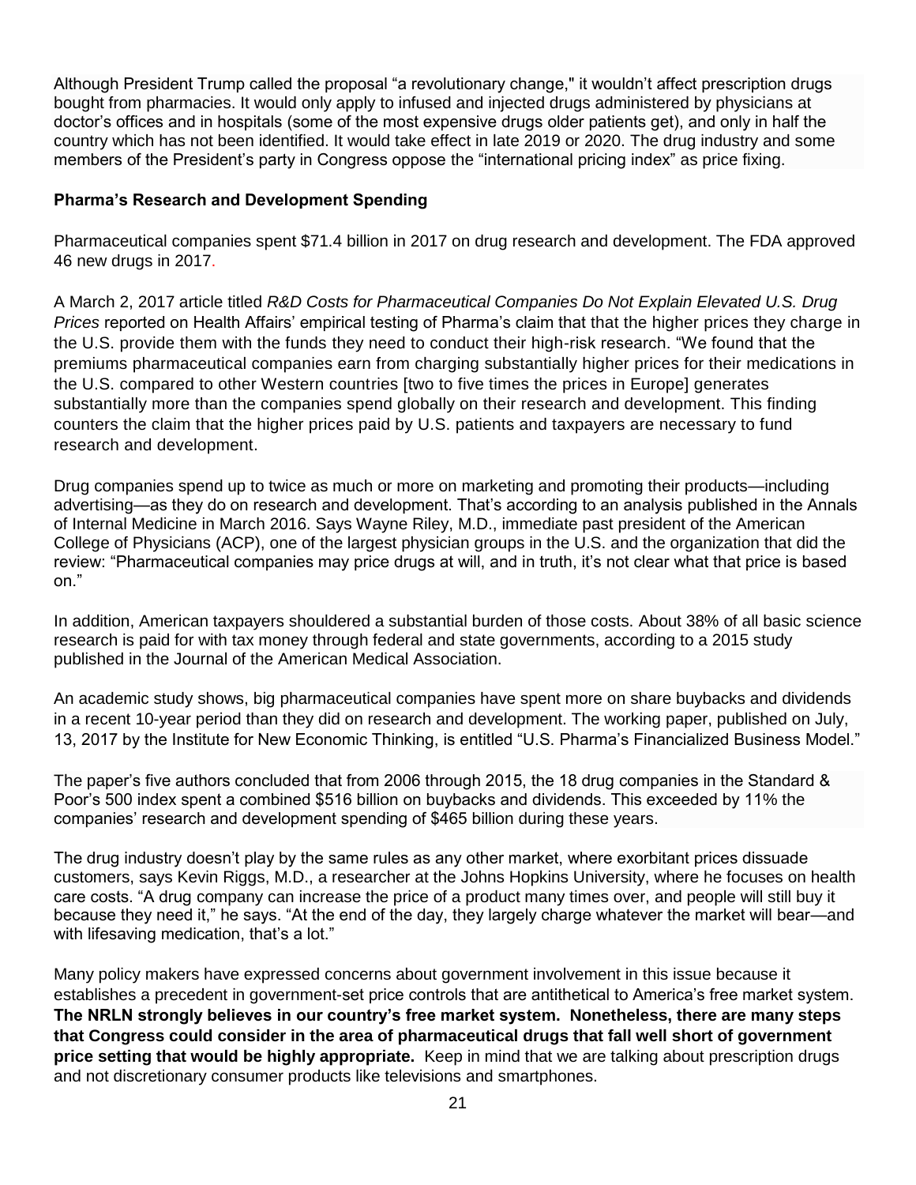Although President Trump called the proposal "a revolutionary change," it wouldn't affect prescription drugs bought from pharmacies. It would only apply to infused and injected drugs administered by physicians at doctor's offices and in hospitals (some of the most expensive drugs older patients get), and only in half the country which has not been identified. It would take effect in late 2019 or 2020. The drug industry and some members of the President's party in Congress oppose the "international pricing index" as price fixing.

**Pharma's Research and Development Spending**

Pharmaceutical companies spent $71.4 billion in 2017 on drug research and development. The FDA approved 46 new drugs in 2017.

A March 2, 2017 article titled *R&D Costs for Pharmaceutical Companies Do Not Explain Elevated U.S. Drug Prices* reported on Health Affairs' empirical testing of Pharma's claim that that the higher prices they charge in the U.S. provide them with the funds they need to conduct their high-risk research. "We found that the premiums pharmaceutical companies earn from charging substantially higher prices for their medications in the U.S. compared to other Western countries [two to five times the prices in Europe] generates substantially more than the companies spend globally on their research and development. This finding counters the claim that the higher prices paid by U.S. patients and taxpayers are necessary to fund research and development.

Drug companies spend up to twice as much or more on marketing and promoting their products—including advertising—as they do on research and development. That's according to an analysis published in the Annals of Internal Medicine in March 2016. Says Wayne Riley, M.D., immediate past president of the American College of Physicians (ACP), one of the largest physician groups in the U.S. and the organization that did the review: "Pharmaceutical companies may price drugs at will, and in truth, it's not clear what that price is based on."

In addition, American taxpayers shouldered a substantial burden of those costs. About 38% of all basic science research is paid for with tax money through federal and state governments, according to a 2015 study published in the Journal of the American Medical Association.

An academic study shows, big pharmaceutical companies have spent more on share buybacks and dividends in a recent 10-year period than they did on research and development. The working paper, published on July, 13, 2017 by the Institute for New Economic Thinking, is entitled "U.S. Pharma's Financialized Business Model."

The paper's five authors concluded that from 2006 through 2015, the 18 drug companies in the Standard & Poor's 500 index spent a combined $516 billion on buybacks and dividends. This exceeded by 11% the companies' research and development spending of $465 billion during these years.

The drug industry doesn't play by the same rules as any other market, where exorbitant prices dissuade customers, says Kevin Riggs, M.D., a researcher at the Johns Hopkins University, where he focuses on health care costs. "A drug company can increase the price of a product many times over, and people will still buy it because they need it," he says. "At the end of the day, they largely charge whatever the market will bear—and with lifesaving medication, that's a lot."

Many policy makers have expressed concerns about government involvement in this issue because it establishes a precedent in government-set price controls that are antithetical to America's free market system. **The NRLN strongly believes in our country's free market system. Nonetheless, there are many steps that Congress could consider in the area of pharmaceutical drugs that fall well short of government price setting that would be highly appropriate.** Keep in mind that we are talking about prescription drugs and not discretionary consumer products like televisions and smartphones.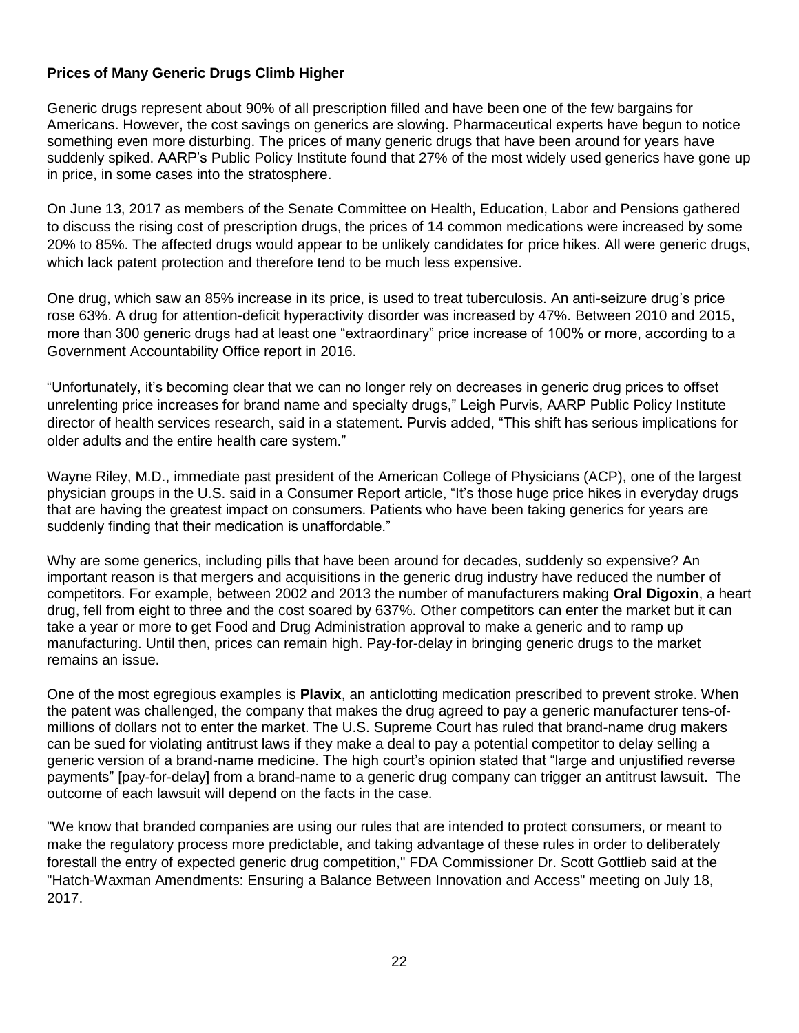**Prices of Many Generic Drugs Climb Higher**

Generic drugs represent about 90% of all prescription filled and have been one of the few bargains for Americans. However, the cost savings on generics are slowing. Pharmaceutical experts have begun to notice something even more disturbing. The prices of many generic drugs that have been around for years have suddenly spiked. AARP's Public Policy Institute found that 27% of the most widely used generics have gone up in price, in some cases into the stratosphere.

On June 13, 2017 as members of the Senate Committee on Health, Education, Labor and Pensions gathered to discuss the rising cost of prescription drugs, the prices of 14 common medications were increased by some 20% to 85%. The affected drugs would appear to be unlikely candidates for price hikes. All were generic drugs, which lack patent protection and therefore tend to be much less expensive.

One drug, which saw an 85% increase in its price, is used to treat tuberculosis. An anti-seizure drug's price rose 63%. A drug for attention-deficit hyperactivity disorder was increased by 47%. Between 2010 and 2015, more than 300 generic drugs had at least one "extraordinary" price increase of 100% or more, according to a Government Accountability Office report in 2016.

"Unfortunately, it's becoming clear that we can no longer rely on decreases in generic drug prices to offset unrelenting price increases for brand name and specialty drugs," Leigh Purvis, AARP Public Policy Institute director of health services research, said in a statement. Purvis added, "This shift has serious implications for older adults and the entire health care system."

Wayne Riley, M.D., immediate past president of the American College of Physicians (ACP), one of the largest physician groups in the U.S. said in a Consumer Report article, "It's those huge price hikes in everyday drugs that are having the greatest impact on consumers. Patients who have been taking generics for years are suddenly finding that their medication is unaffordable."

Why are some generics, including pills that have been around for decades, suddenly so expensive? An important reason is that mergers and acquisitions in the generic drug industry have reduced the number of competitors. For example, between 2002 and 2013 the number of manufacturers making **Oral Digoxin**, a heart drug, fell from eight to three and the cost soared by 637%. Other competitors can enter the market but it can take a year or more to get Food and Drug Administration approval to make a generic and to ramp up manufacturing. Until then, prices can remain high. Pay-for-delay in bringing generic drugs to the market remains an issue.

One of the most egregious examples is **Plavix**, an anticlotting medication prescribed to prevent stroke. When the patent was challenged, the company that makes the drug agreed to pay a generic manufacturer tens-of-millions of dollars not to enter the market. The U.S. Supreme Court has ruled that brand-name drug makers can be sued for violating antitrust laws if they make a deal to pay a potential competitor to delay selling a generic version of a brand-name medicine. The high court's opinion stated that "large and unjustified reverse payments" [pay-for-delay] from a brand-name to a generic drug company can trigger an antitrust lawsuit. The outcome of each lawsuit will depend on the facts in the case.

"We know that branded companies are using our rules that are intended to protect consumers, or meant to make the regulatory process more predictable, and taking advantage of these rules in order to deliberately forestall the entry of expected generic drug competition," FDA Commissioner Dr. Scott Gottlieb said at the "Hatch-Waxman Amendments: Ensuring a Balance Between Innovation and Access" meeting on July 18, 2017.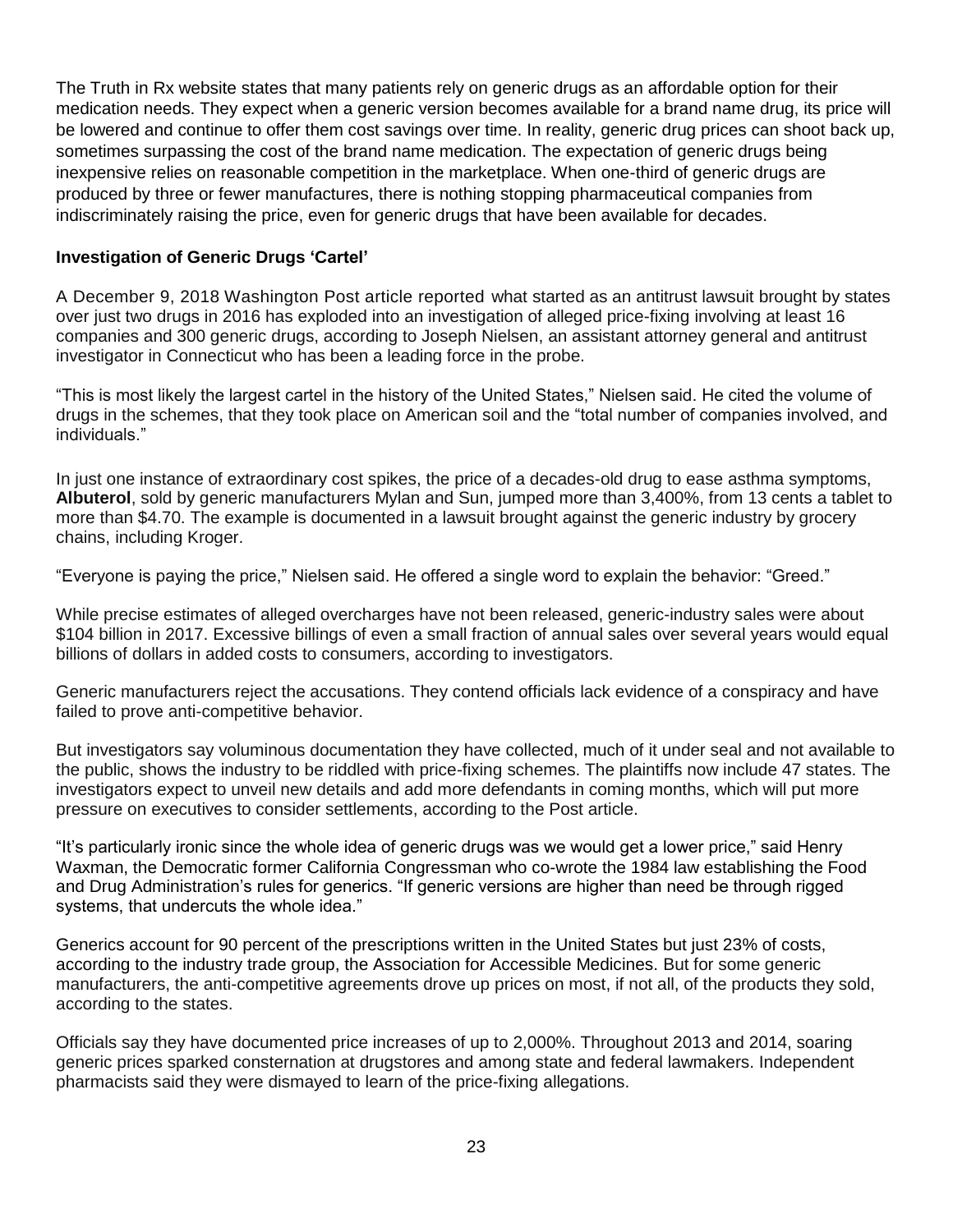The Truth in Rx website states that many patients rely on generic drugs as an affordable option for their medication needs. They expect when a generic version becomes available for a brand name drug, its price will be lowered and continue to offer them cost savings over time. In reality, generic drug prices can shoot back up, sometimes surpassing the cost of the brand name medication. The expectation of generic drugs being inexpensive relies on reasonable competition in the marketplace. When one-third of generic drugs are produced by three or fewer manufactures, there is nothing stopping pharmaceutical companies from indiscriminately raising the price, even for generic drugs that have been available for decades.

**Investigation of Generic Drugs 'Cartel'**

A December 9, 2018 Washington Post article reported what started as an antitrust lawsuit brought by states over just two drugs in 2016 has exploded into an investigation of alleged price-fixing involving at least 16 companies and 300 generic drugs, according to Joseph Nielsen, an assistant attorney general and antitrust investigator in Connecticut who has been a leading force in the probe.

"This is most likely the largest cartel in the history of the United States," Nielsen said. He cited the volume of drugs in the schemes, that they took place on American soil and the "total number of companies involved, and individuals."

In just one instance of extraordinary cost spikes, the price of a decades-old drug to ease asthma symptoms, **Albuterol**, sold by generic manufacturers Mylan and Sun, jumped more than 3,400%, from 13 cents a tablet to more than $4.70. The example is documented in a lawsuit brought against the generic industry by grocery chains, including Kroger.

"Everyone is paying the price," Nielsen said. He offered a single word to explain the behavior: "Greed."

While precise estimates of alleged overcharges have not been released, generic-industry sales were about $104 billion in 2017. Excessive billings of even a small fraction of annual sales over several years would equal billions of dollars in added costs to consumers, according to investigators.

Generic manufacturers reject the accusations. They contend officials lack evidence of a conspiracy and have failed to prove anti-competitive behavior.

But investigators say voluminous documentation they have collected, much of it under seal and not available to the public, shows the industry to be riddled with price-fixing schemes. The plaintiffs now include 47 states. The investigators expect to unveil new details and add more defendants in coming months, which will put more pressure on executives to consider settlements, according to the Post article.

"It's particularly ironic since the whole idea of generic drugs was we would get a lower price," said Henry Waxman, the Democratic former California Congressman who co-wrote the 1984 law establishing the Food and Drug Administration's rules for generics. "If generic versions are higher than need be through rigged systems, that undercuts the whole idea."

Generics account for 90 percent of the prescriptions written in the United States but just 23% of costs, according to the industry trade group, the Association for Accessible Medicines. But for some generic manufacturers, the anti-competitive agreements drove up prices on most, if not all, of the products they sold, according to the states.

Officials say they have documented price increases of up to 2,000%. Throughout 2013 and 2014, soaring generic prices sparked consternation at drugstores and among state and federal lawmakers. Independent pharmacists said they were dismayed to learn of the price-fixing allegations.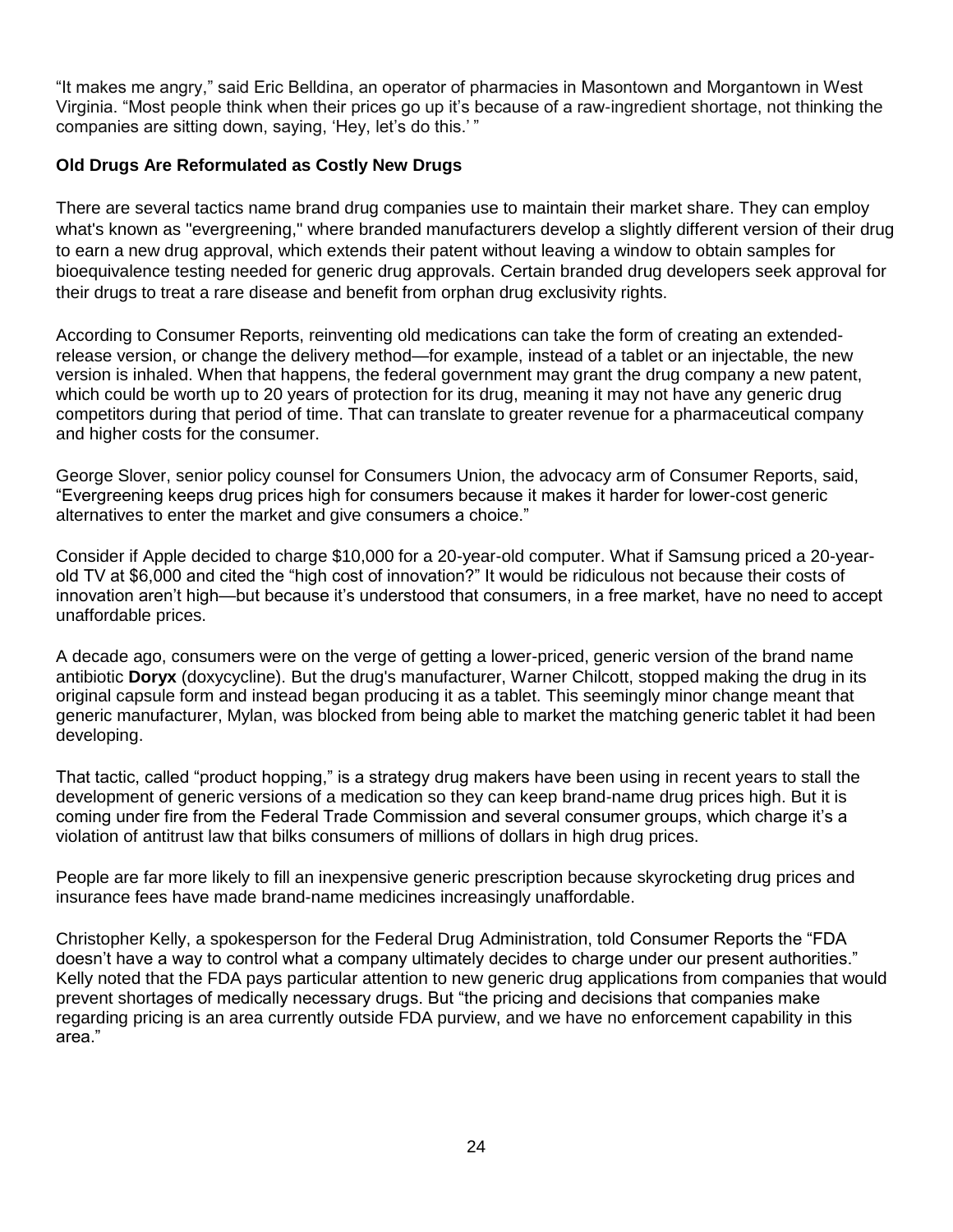"It makes me angry," said Eric Belldina, an operator of pharmacies in Masontown and Morgantown in West Virginia. "Most people think when their prices go up it's because of a raw-ingredient shortage, not thinking the companies are sitting down, saying, 'Hey, let's do this.' "

**Old Drugs Are Reformulated as Costly New Drugs**

There are several tactics name brand drug companies use to maintain their market share. They can employ what's known as "evergreening," where branded manufacturers develop a slightly different version of their drug to earn a new drug approval, which extends their patent without leaving a window to obtain samples for bioequivalence testing needed for generic drug approvals. Certain branded drug developers seek approval for their drugs to treat a rare disease and benefit from orphan drug exclusivity rights.

According to Consumer Reports, reinventing old medications can take the form of creating an extended-release version, or change the delivery method—for example, instead of a tablet or an injectable, the new version is inhaled. When that happens, the federal government may grant the drug company a new patent, which could be worth up to 20 years of protection for its drug, meaning it may not have any generic drug competitors during that period of time. That can translate to greater revenue for a pharmaceutical company and higher costs for the consumer.

George Slover, senior policy counsel for Consumers Union, the advocacy arm of Consumer Reports, said, "Evergreening keeps drug prices high for consumers because it makes it harder for lower-cost generic alternatives to enter the market and give consumers a choice."

Consider if Apple decided to charge $10,000 for a 20-year-old computer. What if Samsung priced a 20-year-old TV at $6,000 and cited the "high cost of innovation?" It would be ridiculous not because their costs of innovation aren't high—but because it's understood that consumers, in a free market, have no need to accept unaffordable prices.

A decade ago, consumers were on the verge of getting a lower-priced, generic version of the brand name antibiotic **Doryx** (doxycycline). But the drug's manufacturer, Warner Chilcott, stopped making the drug in its original capsule form and instead began producing it as a tablet. This seemingly minor change meant that generic manufacturer, Mylan, was blocked from being able to market the matching generic tablet it had been developing.

That tactic, called "product hopping," is a strategy drug makers have been using in recent years to stall the development of generic versions of a medication so they can keep brand-name drug prices high. But it is coming under fire from the Federal Trade Commission and several consumer groups, which charge it's a violation of antitrust law that bilks consumers of millions of dollars in high drug prices.

People are far more likely to fill an inexpensive generic prescription because skyrocketing drug prices and insurance fees have made brand-name medicines increasingly unaffordable.

Christopher Kelly, a spokesperson for the Federal Drug Administration, told Consumer Reports the "FDA doesn't have a way to control what a company ultimately decides to charge under our present authorities." Kelly noted that the FDA pays particular attention to new generic drug applications from companies that would prevent shortages of medically necessary drugs. But "the pricing and decisions that companies make regarding pricing is an area currently outside FDA purview, and we have no enforcement capability in this area."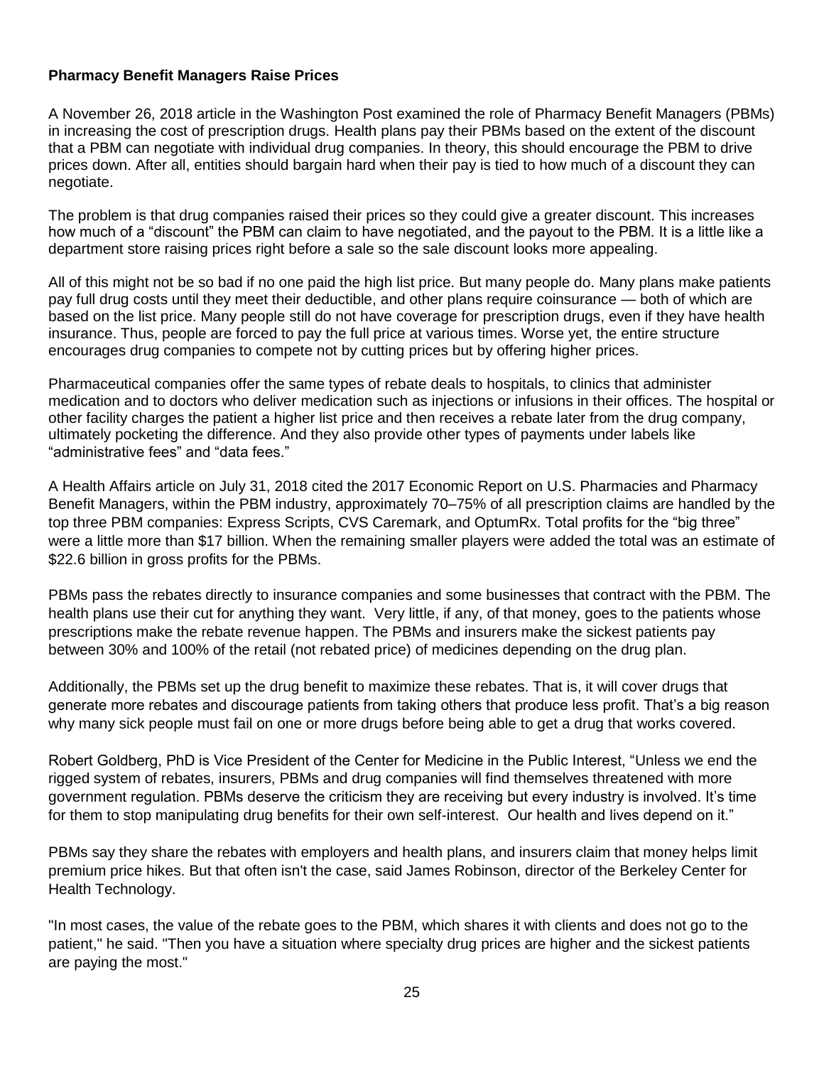**Pharmacy Benefit Managers Raise Prices**

A November 26, 2018 article in the Washington Post examined the role of Pharmacy Benefit Managers (PBMs) in increasing the cost of prescription drugs. Health plans pay their PBMs based on the extent of the discount that a PBM can negotiate with individual drug companies. In theory, this should encourage the PBM to drive prices down. After all, entities should bargain hard when their pay is tied to how much of a discount they can negotiate.

The problem is that drug companies raised their prices so they could give a greater discount. This increases how much of a "discount" the PBM can claim to have negotiated, and the payout to the PBM. It is a little like a department store raising prices right before a sale so the sale discount looks more appealing.

All of this might not be so bad if no one paid the high list price. But many people do. Many plans make patients pay full drug costs until they meet their deductible, and other plans require coinsurance — both of which are based on the list price. Many people still do not have coverage for prescription drugs, even if they have health insurance. Thus, people are forced to pay the full price at various times. Worse yet, the entire structure encourages drug companies to compete not by cutting prices but by offering higher prices.

Pharmaceutical companies offer the same types of rebate deals to hospitals, to clinics that administer medication and to doctors who deliver medication such as injections or infusions in their offices. The hospital or other facility charges the patient a higher list price and then receives a rebate later from the drug company, ultimately pocketing the difference. And they also provide other types of payments under labels like "administrative fees" and "data fees."

A Health Affairs article on July 31, 2018 cited the 2017 Economic Report on U.S. Pharmacies and Pharmacy Benefit Managers, within the PBM industry, approximately 70–75% of all prescription claims are handled by the top three PBM companies: Express Scripts, CVS Caremark, and OptumRx. Total profits for the "big three" were a little more than $17 billion. When the remaining smaller players were added the total was an estimate of $22.6 billion in gross profits for the PBMs.

PBMs pass the rebates directly to insurance companies and some businesses that contract with the PBM. The health plans use their cut for anything they want. Very little, if any, of that money, goes to the patients whose prescriptions make the rebate revenue happen. The PBMs and insurers make the sickest patients pay between 30% and 100% of the retail (not rebated price) of medicines depending on the drug plan.

Additionally, the PBMs set up the drug benefit to maximize these rebates. That is, it will cover drugs that generate more rebates and discourage patients from taking others that produce less profit. That's a big reason why many sick people must fail on one or more drugs before being able to get a drug that works covered.

Robert Goldberg, PhD is Vice President of the Center for Medicine in the Public Interest, "Unless we end the rigged system of rebates, insurers, PBMs and drug companies will find themselves threatened with more government regulation. PBMs deserve the criticism they are receiving but every industry is involved. It's time for them to stop manipulating drug benefits for their own self-interest. Our health and lives depend on it."

PBMs say they share the rebates with employers and health plans, and insurers claim that money helps limit premium price hikes. But that often isn't the case, said James Robinson, director of the Berkeley Center for Health Technology.

"In most cases, the value of the rebate goes to the PBM, which shares it with clients and does not go to the patient," he said. "Then you have a situation where specialty drug prices are higher and the sickest patients are paying the most."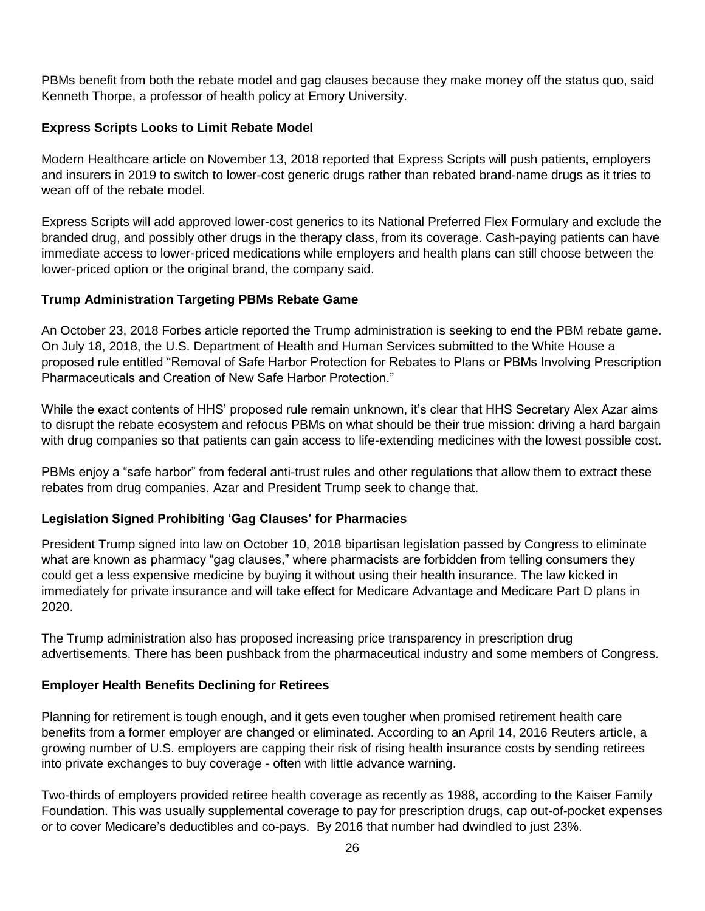PBMs benefit from both the rebate model and gag clauses because they make money off the status quo, said Kenneth Thorpe, a professor of health policy at Emory University.

### Express Scripts Looks to Limit Rebate Model

Modern Healthcare article on November 13, 2018 reported that Express Scripts will push patients, employers and insurers in 2019 to switch to lower-cost generic drugs rather than rebated brand-name drugs as it tries to wean off of the rebate model.

Express Scripts will add approved lower-cost generics to its National Preferred Flex Formulary and exclude the branded drug, and possibly other drugs in the therapy class, from its coverage. Cash-paying patients can have immediate access to lower-priced medications while employers and health plans can still choose between the lower-priced option or the original brand, the company said.

### Trump Administration Targeting PBMs Rebate Game

An October 23, 2018 Forbes article reported the Trump administration is seeking to end the PBM rebate game. On July 18, 2018, the U.S. Department of Health and Human Services submitted to the White House a proposed rule entitled "Removal of Safe Harbor Protection for Rebates to Plans or PBMs Involving Prescription Pharmaceuticals and Creation of New Safe Harbor Protection."

While the exact contents of HHS' proposed rule remain unknown, it's clear that HHS Secretary Alex Azar aims to disrupt the rebate ecosystem and refocus PBMs on what should be their true mission: driving a hard bargain with drug companies so that patients can gain access to life-extending medicines with the lowest possible cost.

PBMs enjoy a "safe harbor" from federal anti-trust rules and other regulations that allow them to extract these rebates from drug companies. Azar and President Trump seek to change that.

### Legislation Signed Prohibiting 'Gag Clauses' for Pharmacies

President Trump signed into law on October 10, 2018 bipartisan legislation passed by Congress to eliminate what are known as pharmacy "gag clauses," where pharmacists are forbidden from telling consumers they could get a less expensive medicine by buying it without using their health insurance. The law kicked in immediately for private insurance and will take effect for Medicare Advantage and Medicare Part D plans in 2020.

The Trump administration also has proposed increasing price transparency in prescription drug advertisements. There has been pushback from the pharmaceutical industry and some members of Congress.

### Employer Health Benefits Declining for Retirees

Planning for retirement is tough enough, and it gets even tougher when promised retirement health care benefits from a former employer are changed or eliminated. According to an April 14, 2016 Reuters article, a growing number of U.S. employers are capping their risk of rising health insurance costs by sending retirees into private exchanges to buy coverage - often with little advance warning.

Two-thirds of employers provided retiree health coverage as recently as 1988, according to the Kaiser Family Foundation. This was usually supplemental coverage to pay for prescription drugs, cap out-of-pocket expenses or to cover Medicare's deductibles and co-pays. By 2016 that number had dwindled to just 23%.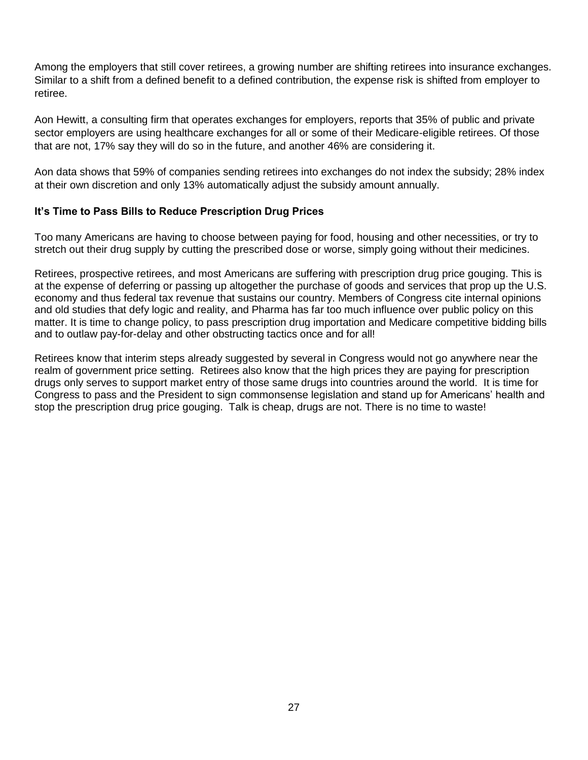Among the employers that still cover retirees, a growing number are shifting retirees into insurance exchanges. Similar to a shift from a defined benefit to a defined contribution, the expense risk is shifted from employer to retiree.

Aon Hewitt, a consulting firm that operates exchanges for employers, reports that 35% of public and private sector employers are using healthcare exchanges for all or some of their Medicare-eligible retirees. Of those that are not, 17% say they will do so in the future, and another 46% are considering it.

Aon data shows that 59% of companies sending retirees into exchanges do not index the subsidy; 28% index at their own discretion and only 13% automatically adjust the subsidy amount annually.

**It's Time to Pass Bills to Reduce Prescription Drug Prices**

Too many Americans are having to choose between paying for food, housing and other necessities, or try to stretch out their drug supply by cutting the prescribed dose or worse, simply going without their medicines.

Retirees, prospective retirees, and most Americans are suffering with prescription drug price gouging. This is at the expense of deferring or passing up altogether the purchase of goods and services that prop up the U.S. economy and thus federal tax revenue that sustains our country. Members of Congress cite internal opinions and old studies that defy logic and reality, and Pharma has far too much influence over public policy on this matter. It is time to change policy, to pass prescription drug importation and Medicare competitive bidding bills and to outlaw pay-for-delay and other obstructing tactics once and for all!

Retirees know that interim steps already suggested by several in Congress would not go anywhere near the realm of government price setting. Retirees also know that the high prices they are paying for prescription drugs only serves to support market entry of those same drugs into countries around the world. It is time for Congress to pass and the President to sign commonsense legislation and stand up for Americans' health and stop the prescription drug price gouging. Talk is cheap, drugs are not. There is no time to waste!